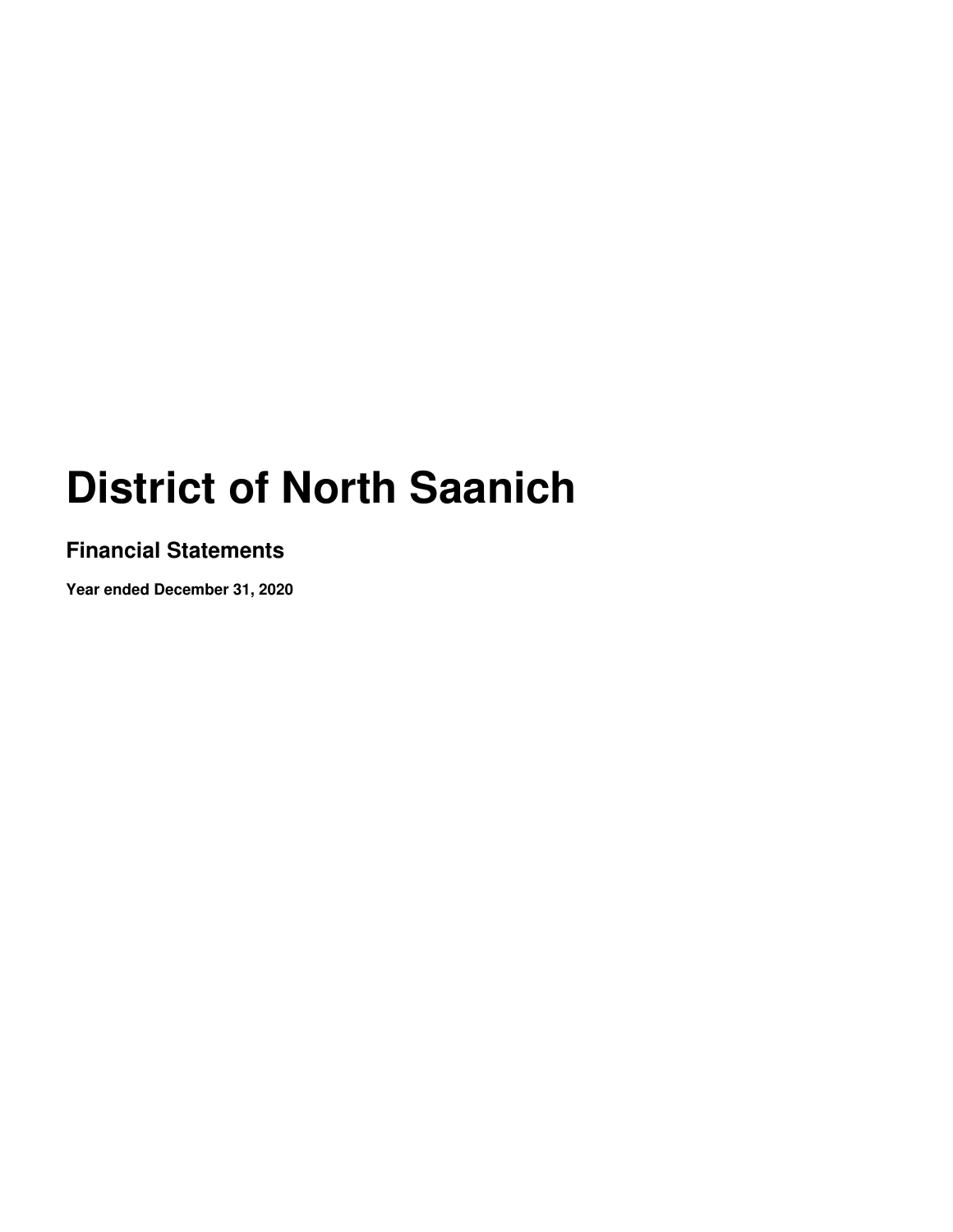# District of North Saanich

## Financial Statements

**Year ended December 31, 2020**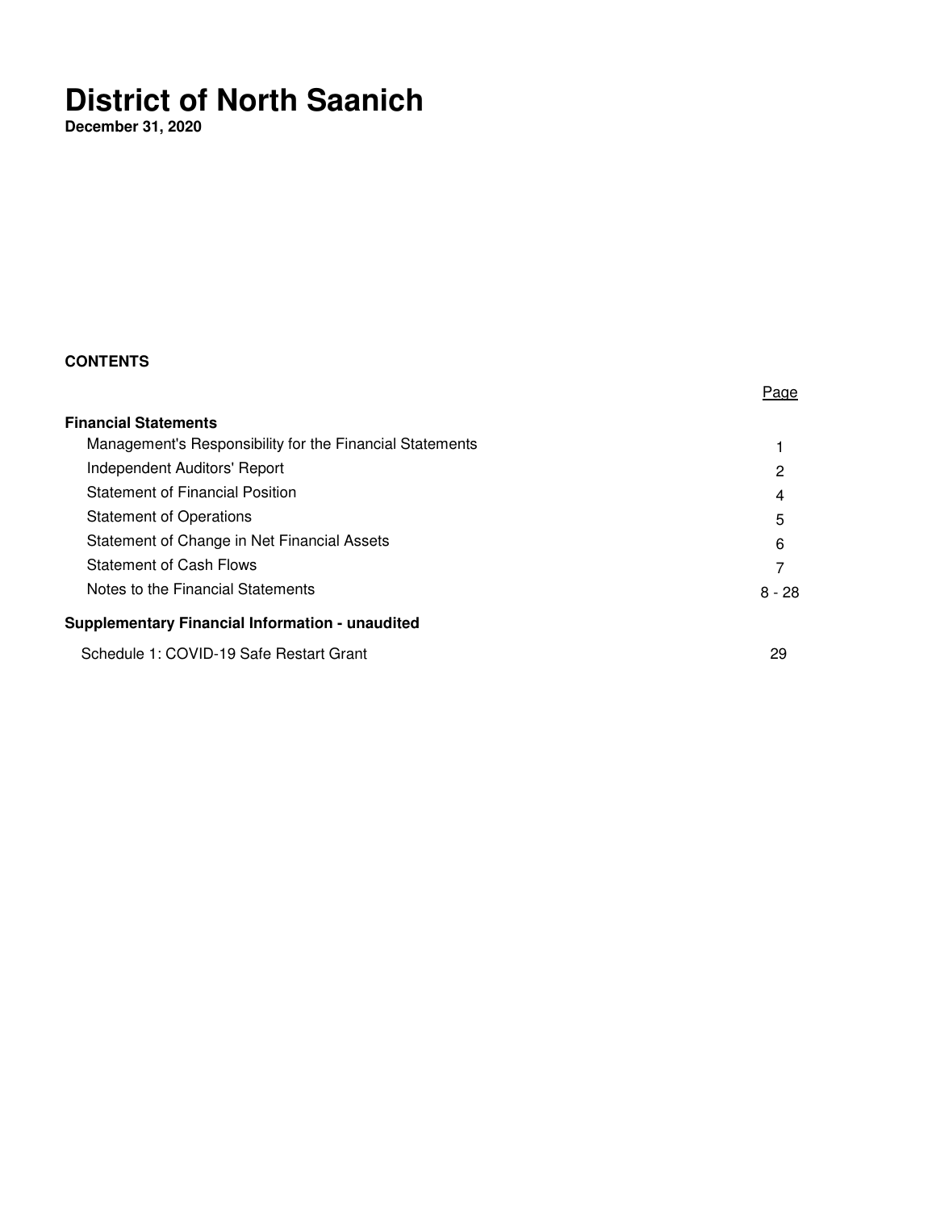# District of North Saanich

**December 31, 2020**

**CONTENTS**

| | Page |
|---|---|
| **Financial Statements** | |
| Management's Responsibility for the Financial Statements | 1 |
| Independent Auditors' Report | 2 |
| Statement of Financial Position | 4 |
| Statement of Operations | 5 |
| Statement of Change in Net Financial Assets | 6 |
| Statement of Cash Flows | 7 |
| Notes to the Financial Statements | 8 - 28 |
| **Supplementary Financial Information - unaudited** | |
| Schedule 1: COVID-19 Safe Restart Grant | 29 |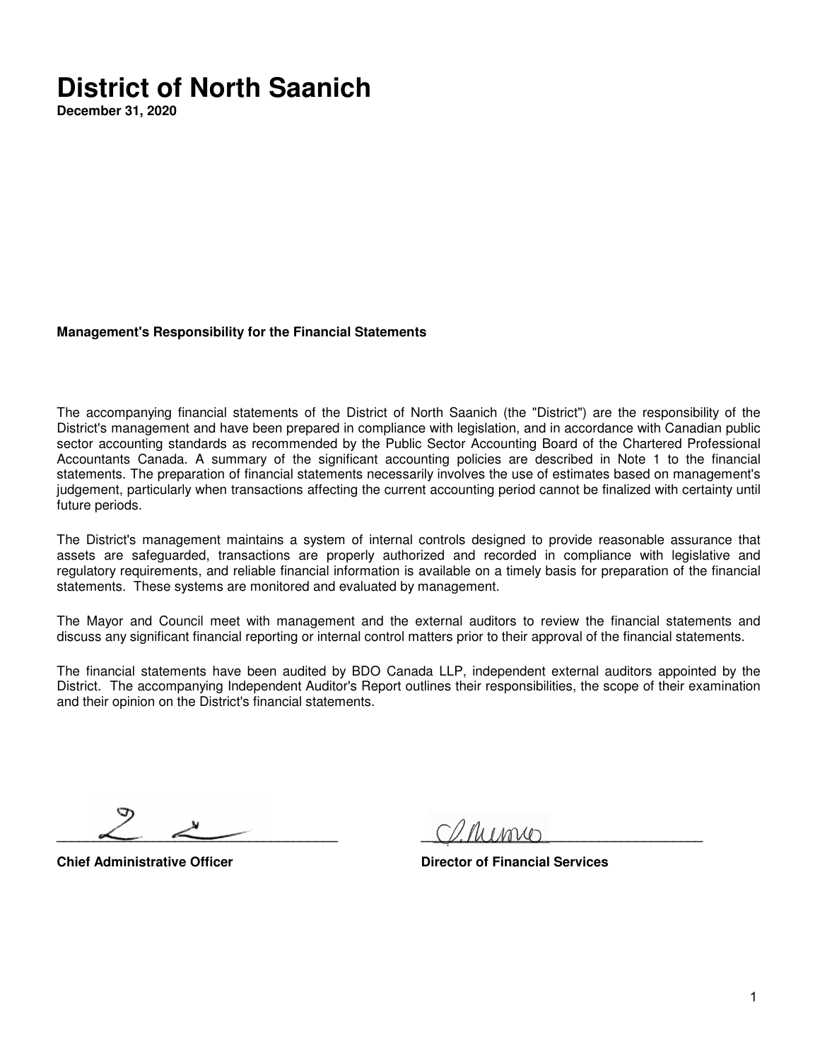# District of North Saanich

**December 31, 2020**

**Management's Responsibility for the Financial Statements**

The accompanying financial statements of the District of North Saanich (the "District") are the responsibility of the District's management and have been prepared in compliance with legislation, and in accordance with Canadian public sector accounting standards as recommended by the Public Sector Accounting Board of the Chartered Professional Accountants Canada. A summary of the significant accounting policies are described in Note 1 to the financial statements. The preparation of financial statements necessarily involves the use of estimates based on management's judgement, particularly when transactions affecting the current accounting period cannot be finalized with certainty until future periods.

The District's management maintains a system of internal controls designed to provide reasonable assurance that assets are safeguarded, transactions are properly authorized and recorded in compliance with legislative and regulatory requirements, and reliable financial information is available on a timely basis for preparation of the financial statements. These systems are monitored and evaluated by management.

The Mayor and Council meet with management and the external auditors to review the financial statements and discuss any significant financial reporting or internal control matters prior to their approval of the financial statements.

The financial statements have been audited by BDO Canada LLP, independent external auditors appointed by the District. The accompanying Independent Auditor's Report outlines their responsibilities, the scope of their examination and their opinion on the District's financial statements.

**Chief Administrative Officer**

**Director of Financial Services**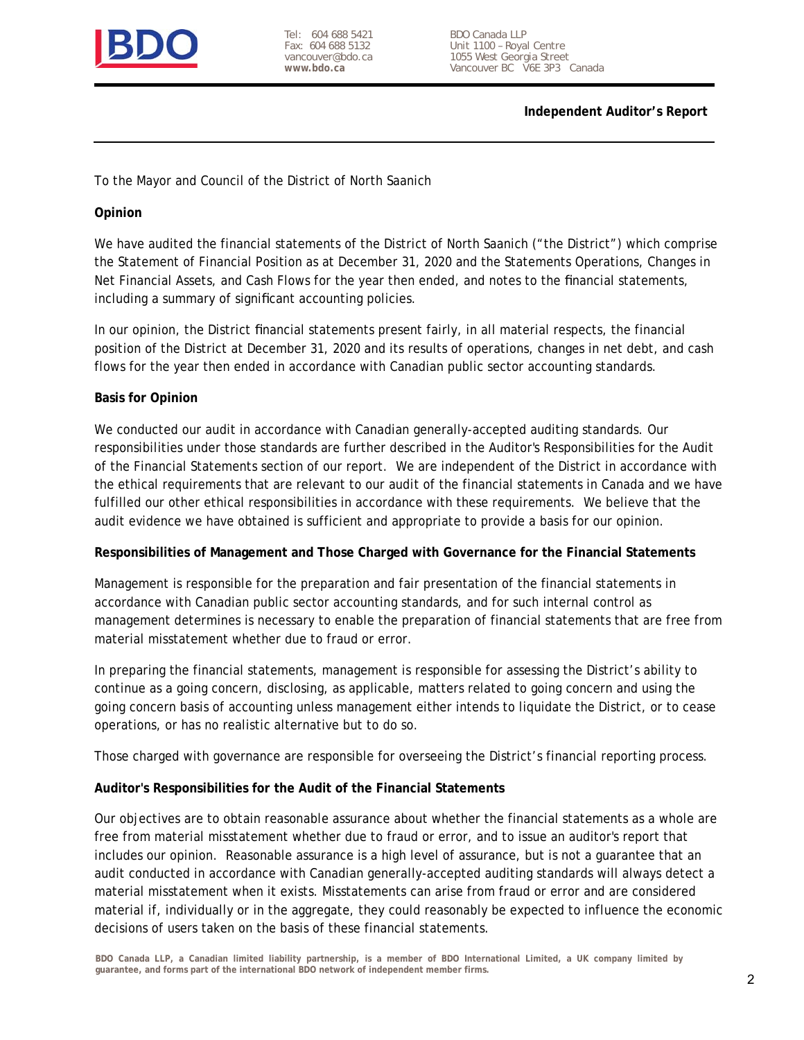**Independent Auditor's Report**

To the Mayor and Council of the District of North Saanich

**Opinion**

We have audited the financial statements of the District of North Saanich ("the District") which comprise the Statement of Financial Position as at December 31, 2020 and the Statements Operations, Changes in Net Financial Assets, and Cash Flows for the year then ended, and notes to the financial statements, including a summary of significant accounting policies.

In our opinion, the District financial statements present fairly, in all material respects, the financial position of the District at December 31, 2020 and its results of operations, changes in net debt, and cash flows for the year then ended in accordance with Canadian public sector accounting standards.

**Basis for Opinion**

We conducted our audit in accordance with Canadian generally-accepted auditing standards. Our responsibilities under those standards are further described in the Auditor's Responsibilities for the Audit of the Financial Statements section of our report. We are independent of the District in accordance with the ethical requirements that are relevant to our audit of the financial statements in Canada and we have fulfilled our other ethical responsibilities in accordance with these requirements. We believe that the audit evidence we have obtained is sufficient and appropriate to provide a basis for our opinion.

**Responsibilities of Management and Those Charged with Governance for the Financial Statements**

Management is responsible for the preparation and fair presentation of the financial statements in accordance with Canadian public sector accounting standards, and for such internal control as management determines is necessary to enable the preparation of financial statements that are free from material misstatement whether due to fraud or error.

In preparing the financial statements, management is responsible for assessing the District's ability to continue as a going concern, disclosing, as applicable, matters related to going concern and using the going concern basis of accounting unless management either intends to liquidate the District, or to cease operations, or has no realistic alternative but to do so.

Those charged with governance are responsible for overseeing the District's financial reporting process.

**Auditor's Responsibilities for the Audit of the Financial Statements**

Our objectives are to obtain reasonable assurance about whether the financial statements as a whole are free from material misstatement whether due to fraud or error, and to issue an auditor's report that includes our opinion. Reasonable assurance is a high level of assurance, but is not a guarantee that an audit conducted in accordance with Canadian generally-accepted auditing standards will always detect a material misstatement when it exists. Misstatements can arise from fraud or error and are considered material if, individually or in the aggregate, they could reasonably be expected to influence the economic decisions of users taken on the basis of these financial statements.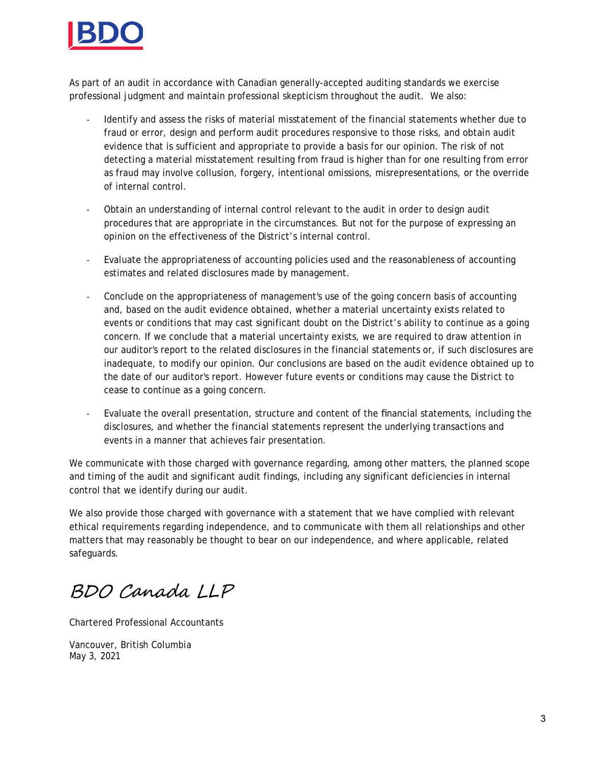As part of an audit in accordance with Canadian generally-accepted auditing standards we exercise professional judgment and maintain professional skepticism throughout the audit. We also:

- Identify and assess the risks of material misstatement of the financial statements whether due to fraud or error, design and perform audit procedures responsive to those risks, and obtain audit evidence that is sufficient and appropriate to provide a basis for our opinion. The risk of not detecting a material misstatement resulting from fraud is higher than for one resulting from error as fraud may involve collusion, forgery, intentional omissions, misrepresentations, or the override of internal control.

- Obtain an understanding of internal control relevant to the audit in order to design audit procedures that are appropriate in the circumstances. But not for the purpose of expressing an opinion on the effectiveness of the District's internal control.

- Evaluate the appropriateness of accounting policies used and the reasonableness of accounting estimates and related disclosures made by management.

- Conclude on the appropriateness of management's use of the going concern basis of accounting and, based on the audit evidence obtained, whether a material uncertainty exists related to events or conditions that may cast significant doubt on the District's ability to continue as a going concern. If we conclude that a material uncertainty exists, we are required to draw attention in our auditor's report to the related disclosures in the financial statements or, if such disclosures are inadequate, to modify our opinion. Our conclusions are based on the audit evidence obtained up to the date of our auditor's report. However future events or conditions may cause the District to cease to continue as a going concern.

- Evaluate the overall presentation, structure and content of the financial statements, including the disclosures, and whether the financial statements represent the underlying transactions and events in a manner that achieves fair presentation.

We communicate with those charged with governance regarding, among other matters, the planned scope and timing of the audit and significant audit findings, including any significant deficiencies in internal control that we identify during our audit.

We also provide those charged with governance with a statement that we have complied with relevant ethical requirements regarding independence, and to communicate with them all relationships and other matters that may reasonably be thought to bear on our independence, and where applicable, related safeguards.

*BDO Canada LLP*

Chartered Professional Accountants

Vancouver, British Columbia  
May 3, 2021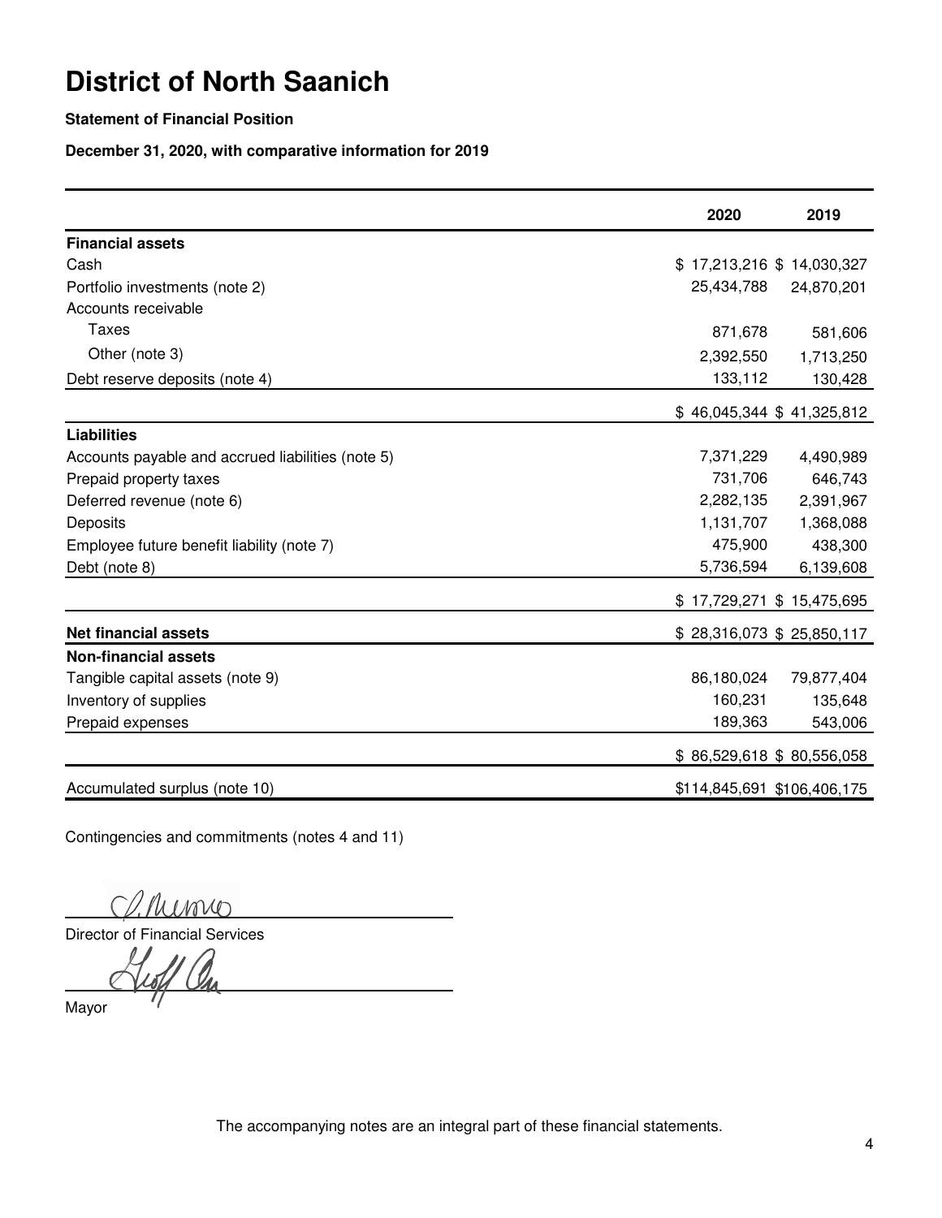# District of North Saanich

**Statement of Financial Position**

**December 31, 2020, with comparative information for 2019**

| | 2020 | 2019 |
|---|---|---|
| **Financial assets** | | |
| Cash | $ 17,213,216 | $ 14,030,327 |
| Portfolio investments (note 2) | 25,434,788 | 24,870,201 |
| Accounts receivable | | |
| Taxes | 871,678 | 581,606 |
| Other (note 3) | 2,392,550 | 1,713,250 |
| Debt reserve deposits (note 4) | 133,112 | 130,428 |
| | $ 46,045,344 | $ 41,325,812 |
| **Liabilities** | | |
| Accounts payable and accrued liabilities (note 5) | 7,371,229 | 4,490,989 |
| Prepaid property taxes | 731,706 | 646,743 |
| Deferred revenue (note 6) | 2,282,135 | 2,391,967 |
| Deposits | 1,131,707 | 1,368,088 |
| Employee future benefit liability (note 7) | 475,900 | 438,300 |
| Debt (note 8) | 5,736,594 | 6,139,608 |
| | $ 17,729,271 | $ 15,475,695 |
| **Net financial assets** | $ 28,316,073 | $ 25,850,117 |
| **Non-financial assets** | | |
| Tangible capital assets (note 9) | 86,180,024 | 79,877,404 |
| Inventory of supplies | 160,231 | 135,648 |
| Prepaid expenses | 189,363 | 543,006 |
| | $ 86,529,618 | $ 80,556,058 |
| Accumulated surplus (note 10) | $114,845,691 | $106,406,175 |

Contingencies and commitments (notes 4 and 11)

Director of Financial Services

Mayor

The accompanying notes are an integral part of these financial statements.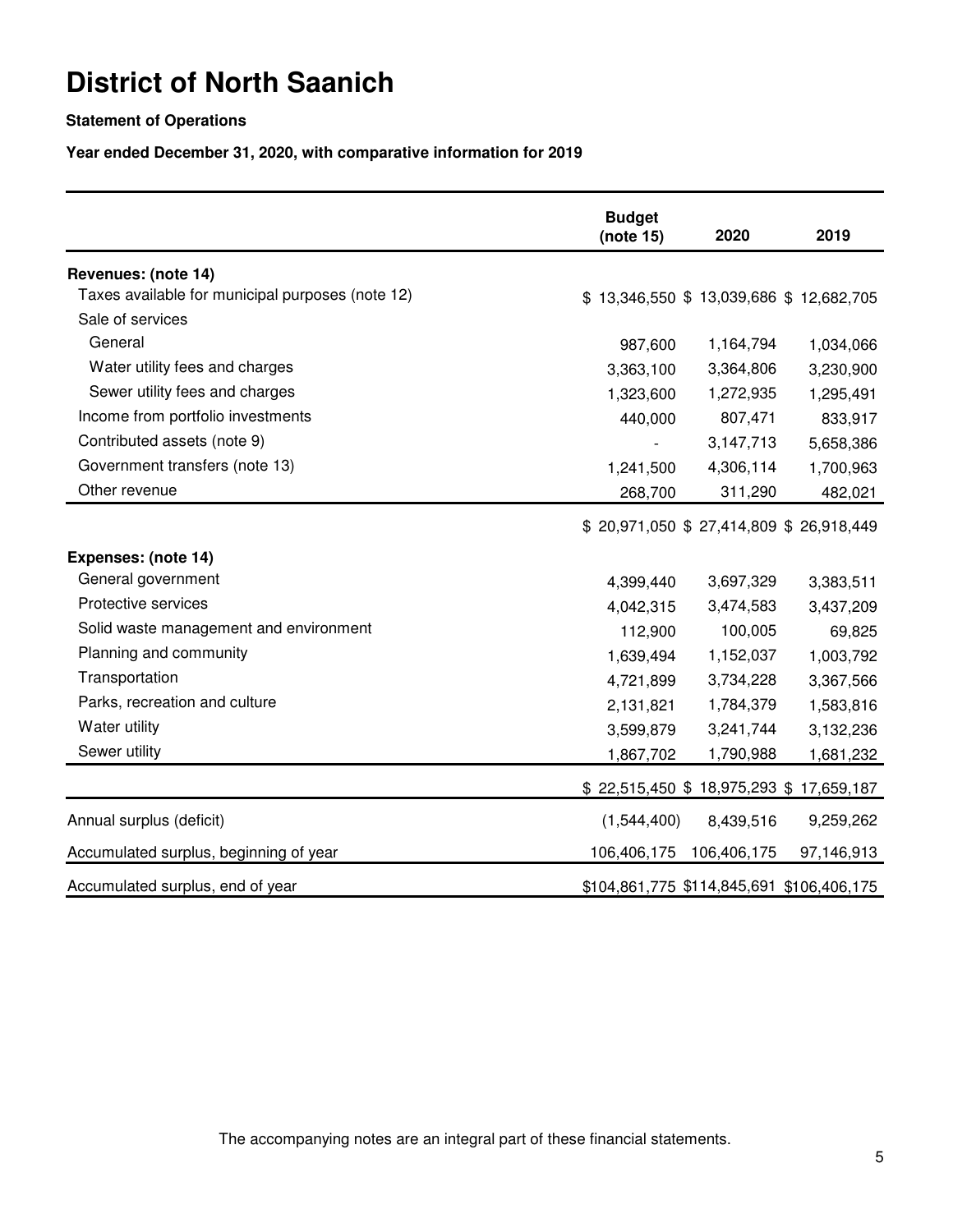# District of North Saanich

**Statement of Operations**

**Year ended December 31, 2020, with comparative information for 2019**

| | Budget (note 15) | 2020 | 2019 |
|---|---|---|---|
| **Revenues: (note 14)** | | | |
| Taxes available for municipal purposes (note 12) | $ 13,346,550 | $ 13,039,686 | $ 12,682,705 |
| Sale of services | | | |
| General | 987,600 | 1,164,794 | 1,034,066 |
| Water utility fees and charges | 3,363,100 | 3,364,806 | 3,230,900 |
| Sewer utility fees and charges | 1,323,600 | 1,272,935 | 1,295,491 |
| Income from portfolio investments | 440,000 | 807,471 | 833,917 |
| Contributed assets (note 9) | - | 3,147,713 | 5,658,386 |
| Government transfers (note 13) | 1,241,500 | 4,306,114 | 1,700,963 |
| Other revenue | 268,700 | 311,290 | 482,021 |
| | $ 20,971,050 | $ 27,414,809 | $ 26,918,449 |
| **Expenses: (note 14)** | | | |
| General government | 4,399,440 | 3,697,329 | 3,383,511 |
| Protective services | 4,042,315 | 3,474,583 | 3,437,209 |
| Solid waste management and environment | 112,900 | 100,005 | 69,825 |
| Planning and community | 1,639,494 | 1,152,037 | 1,003,792 |
| Transportation | 4,721,899 | 3,734,228 | 3,367,566 |
| Parks, recreation and culture | 2,131,821 | 1,784,379 | 1,583,816 |
| Water utility | 3,599,879 | 3,241,744 | 3,132,236 |
| Sewer utility | 1,867,702 | 1,790,988 | 1,681,232 |
| | $ 22,515,450 | $ 18,975,293 | $ 17,659,187 |
| Annual surplus (deficit) | (1,544,400) | 8,439,516 | 9,259,262 |
| Accumulated surplus, beginning of year | 106,406,175 | 106,406,175 | 97,146,913 |
| Accumulated surplus, end of year | $104,861,775 | $114,845,691 | $106,406,175 |

The accompanying notes are an integral part of these financial statements.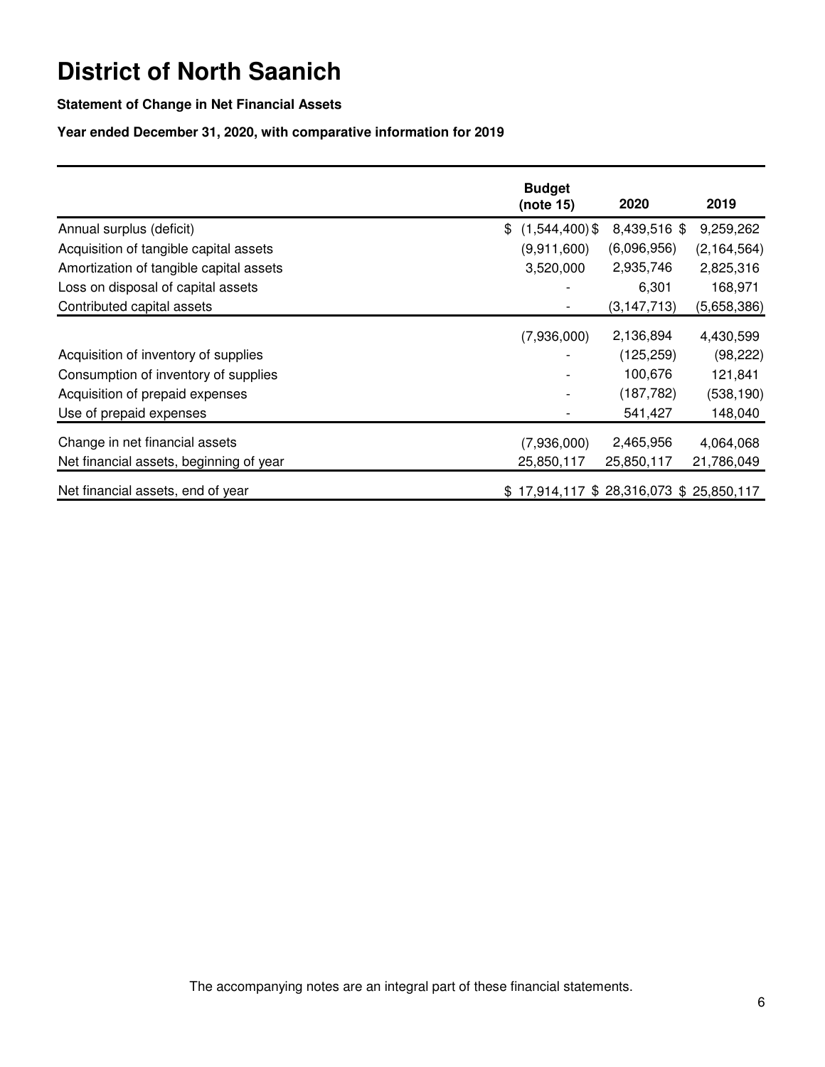# District of North Saanich

**Statement of Change in Net Financial Assets**

**Year ended December 31, 2020, with comparative information for 2019**

| | Budget (note 15) | 2020 | 2019 |
|---|---|---|---|
| Annual surplus (deficit) | $ (1,544,400) | $ 8,439,516 | $ 9,259,262 |
| Acquisition of tangible capital assets | (9,911,600) | (6,096,956) | (2,164,564) |
| Amortization of tangible capital assets | 3,520,000 | 2,935,746 | 2,825,316 |
| Loss on disposal of capital assets | - | 6,301 | 168,971 |
| Contributed capital assets | - | (3,147,713) | (5,658,386) |
| | (7,936,000) | 2,136,894 | 4,430,599 |
| Acquisition of inventory of supplies | - | (125,259) | (98,222) |
| Consumption of inventory of supplies | - | 100,676 | 121,841 |
| Acquisition of prepaid expenses | - | (187,782) | (538,190) |
| Use of prepaid expenses | - | 541,427 | 148,040 |
| Change in net financial assets | (7,936,000) | 2,465,956 | 4,064,068 |
| Net financial assets, beginning of year | 25,850,117 | 25,850,117 | 21,786,049 |
| Net financial assets, end of year | $ 17,914,117 | $ 28,316,073 | $ 25,850,117 |

The accompanying notes are an integral part of these financial statements.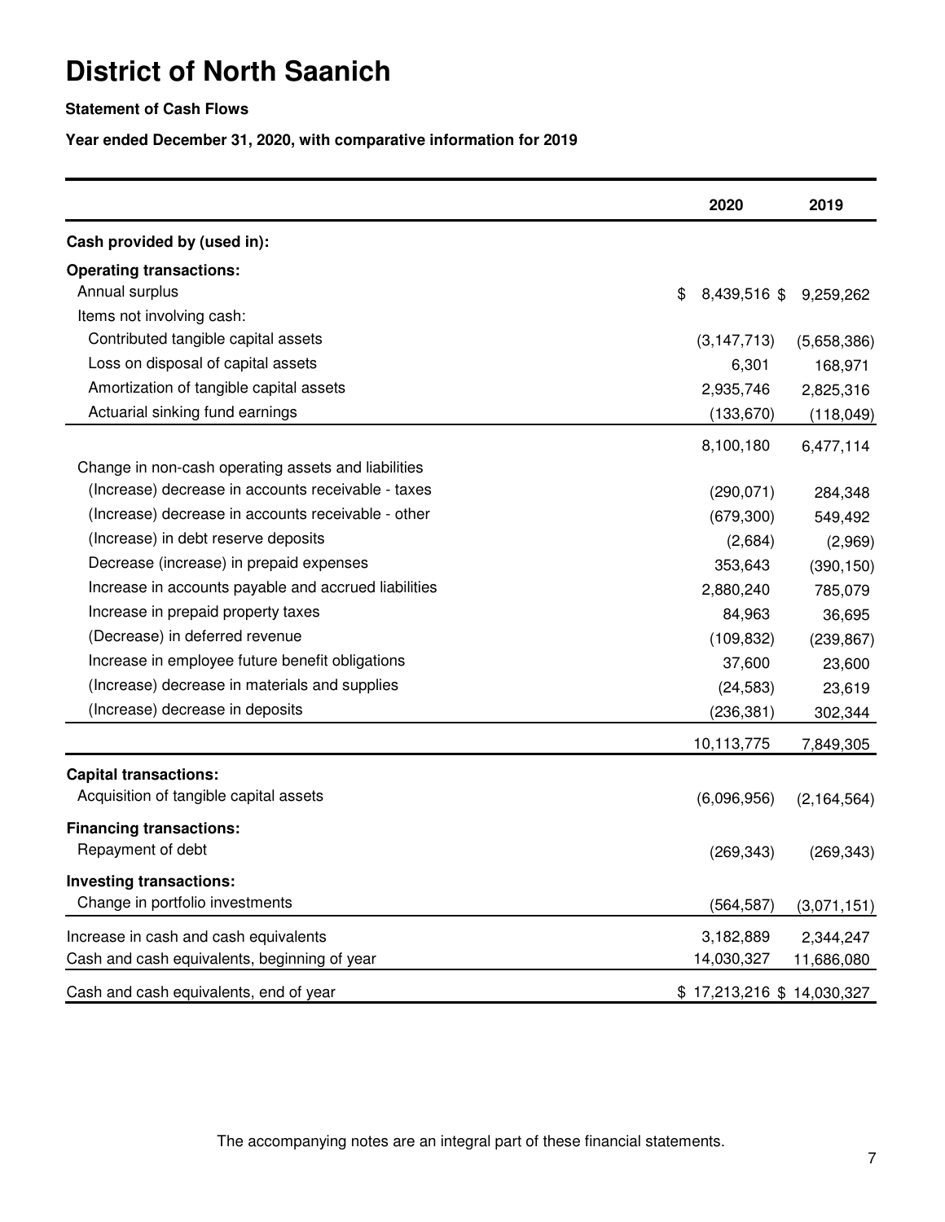# District of North Saanich

**Statement of Cash Flows**

**Year ended December 31, 2020, with comparative information for 2019**

| | 2020 | 2019 |
|---|---|---|
| **Cash provided by (used in):** | | |
| **Operating transactions:** | | |
| Annual surplus | $ 8,439,516 | $ 9,259,262 |
| Items not involving cash: | | |
| Contributed tangible capital assets | (3,147,713) | (5,658,386) |
| Loss on disposal of capital assets | 6,301 | 168,971 |
| Amortization of tangible capital assets | 2,935,746 | 2,825,316 |
| Actuarial sinking fund earnings | (133,670) | (118,049) |
| | 8,100,180 | 6,477,114 |
| Change in non-cash operating assets and liabilities | | |
| (Increase) decrease in accounts receivable - taxes | (290,071) | 284,348 |
| (Increase) decrease in accounts receivable - other | (679,300) | 549,492 |
| (Increase) in debt reserve deposits | (2,684) | (2,969) |
| Decrease (increase) in prepaid expenses | 353,643 | (390,150) |
| Increase in accounts payable and accrued liabilities | 2,880,240 | 785,079 |
| Increase in prepaid property taxes | 84,963 | 36,695 |
| (Decrease) in deferred revenue | (109,832) | (239,867) |
| Increase in employee future benefit obligations | 37,600 | 23,600 |
| (Increase) decrease in materials and supplies | (24,583) | 23,619 |
| (Increase) decrease in deposits | (236,381) | 302,344 |
| | 10,113,775 | 7,849,305 |
| **Capital transactions:** | | |
| Acquisition of tangible capital assets | (6,096,956) | (2,164,564) |
| **Financing transactions:** | | |
| Repayment of debt | (269,343) | (269,343) |
| **Investing transactions:** | | |
| Change in portfolio investments | (564,587) | (3,071,151) |
| Increase in cash and cash equivalents | 3,182,889 | 2,344,247 |
| Cash and cash equivalents, beginning of year | 14,030,327 | 11,686,080 |
| Cash and cash equivalents, end of year | $ 17,213,216 | $ 14,030,327 |

The accompanying notes are an integral part of these financial statements.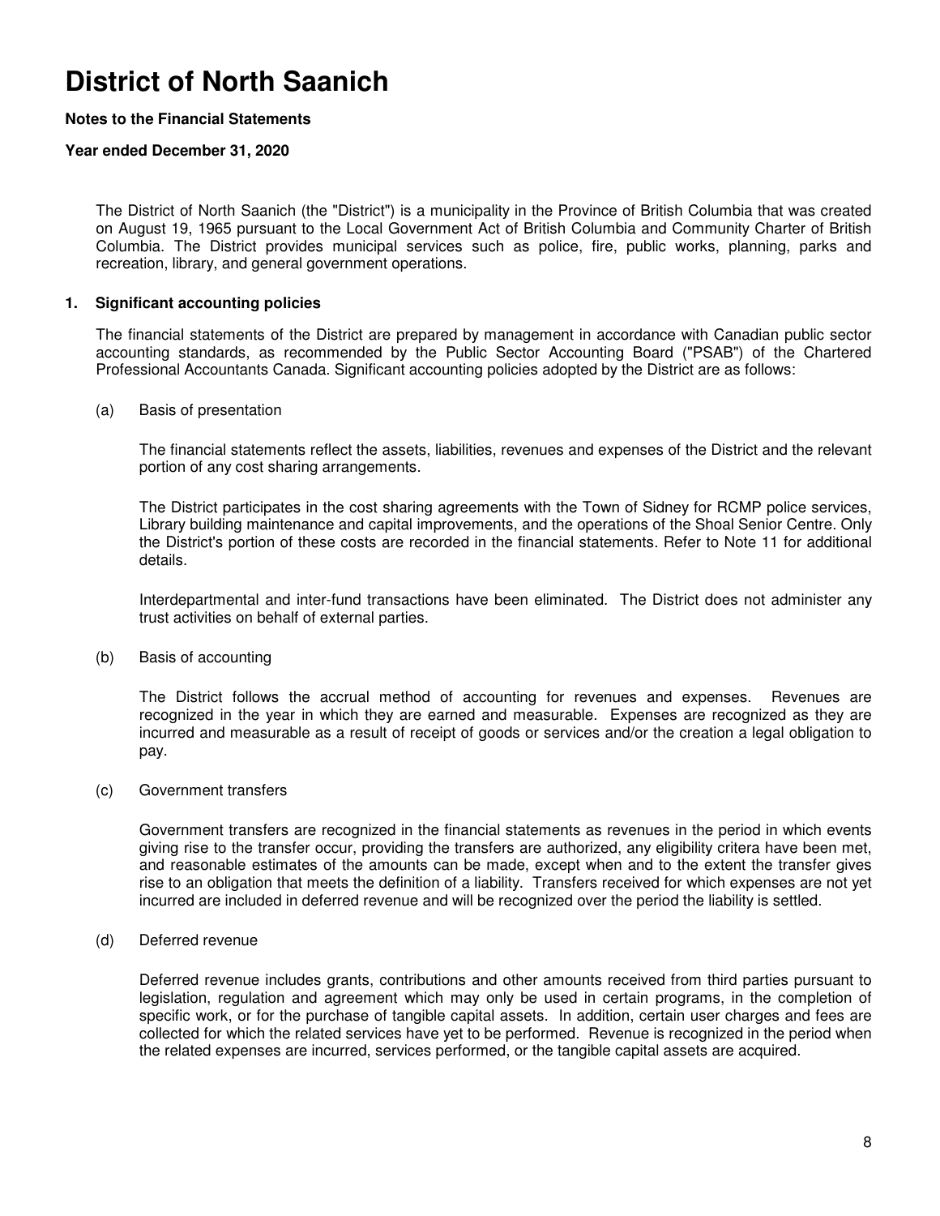# District of North Saanich

**Notes to the Financial Statements**

**Year ended December 31, 2020**

The District of North Saanich (the "District") is a municipality in the Province of British Columbia that was created on August 19, 1965 pursuant to the Local Government Act of British Columbia and Community Charter of British Columbia. The District provides municipal services such as police, fire, public works, planning, parks and recreation, library, and general government operations.

## 1. Significant accounting policies

The financial statements of the District are prepared by management in accordance with Canadian public sector accounting standards, as recommended by the Public Sector Accounting Board ("PSAB") of the Chartered Professional Accountants Canada. Significant accounting policies adopted by the District are as follows:

(a) Basis of presentation

The financial statements reflect the assets, liabilities, revenues and expenses of the District and the relevant portion of any cost sharing arrangements.

The District participates in the cost sharing agreements with the Town of Sidney for RCMP police services, Library building maintenance and capital improvements, and the operations of the Shoal Senior Centre. Only the District's portion of these costs are recorded in the financial statements. Refer to Note 11 for additional details.

Interdepartmental and inter-fund transactions have been eliminated. The District does not administer any trust activities on behalf of external parties.

(b) Basis of accounting

The District follows the accrual method of accounting for revenues and expenses. Revenues are recognized in the year in which they are earned and measurable. Expenses are recognized as they are incurred and measurable as a result of receipt of goods or services and/or the creation a legal obligation to pay.

(c) Government transfers

Government transfers are recognized in the financial statements as revenues in the period in which events giving rise to the transfer occur, providing the transfers are authorized, any eligibility critera have been met, and reasonable estimates of the amounts can be made, except when and to the extent the transfer gives rise to an obligation that meets the definition of a liability. Transfers received for which expenses are not yet incurred are included in deferred revenue and will be recognized over the period the liability is settled.

(d) Deferred revenue

Deferred revenue includes grants, contributions and other amounts received from third parties pursuant to legislation, regulation and agreement which may only be used in certain programs, in the completion of specific work, or for the purchase of tangible capital assets. In addition, certain user charges and fees are collected for which the related services have yet to be performed. Revenue is recognized in the period when the related expenses are incurred, services performed, or the tangible capital assets are acquired.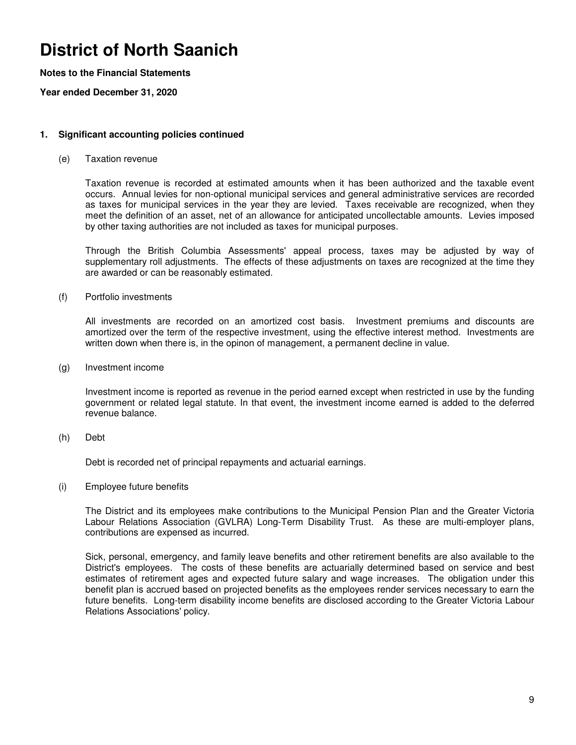# District of North Saanich

**Notes to the Financial Statements**

**Year ended December 31, 2020**

## 1. Significant accounting policies continued

(e) Taxation revenue

Taxation revenue is recorded at estimated amounts when it has been authorized and the taxable event occurs. Annual levies for non-optional municipal services and general administrative services are recorded as taxes for municipal services in the year they are levied. Taxes receivable are recognized, when they meet the definition of an asset, net of an allowance for anticipated uncollectable amounts. Levies imposed by other taxing authorities are not included as taxes for municipal purposes.

Through the British Columbia Assessments' appeal process, taxes may be adjusted by way of supplementary roll adjustments. The effects of these adjustments on taxes are recognized at the time they are awarded or can be reasonably estimated.

(f) Portfolio investments

All investments are recorded on an amortized cost basis. Investment premiums and discounts are amortized over the term of the respective investment, using the effective interest method. Investments are written down when there is, in the opinon of management, a permanent decline in value.

(g) Investment income

Investment income is reported as revenue in the period earned except when restricted in use by the funding government or related legal statute. In that event, the investment income earned is added to the deferred revenue balance.

(h) Debt

Debt is recorded net of principal repayments and actuarial earnings.

(i) Employee future benefits

The District and its employees make contributions to the Municipal Pension Plan and the Greater Victoria Labour Relations Association (GVLRA) Long-Term Disability Trust. As these are multi-employer plans, contributions are expensed as incurred.

Sick, personal, emergency, and family leave benefits and other retirement benefits are also available to the District's employees. The costs of these benefits are actuarially determined based on service and best estimates of retirement ages and expected future salary and wage increases. The obligation under this benefit plan is accrued based on projected benefits as the employees render services necessary to earn the future benefits. Long-term disability income benefits are disclosed according to the Greater Victoria Labour Relations Associations' policy.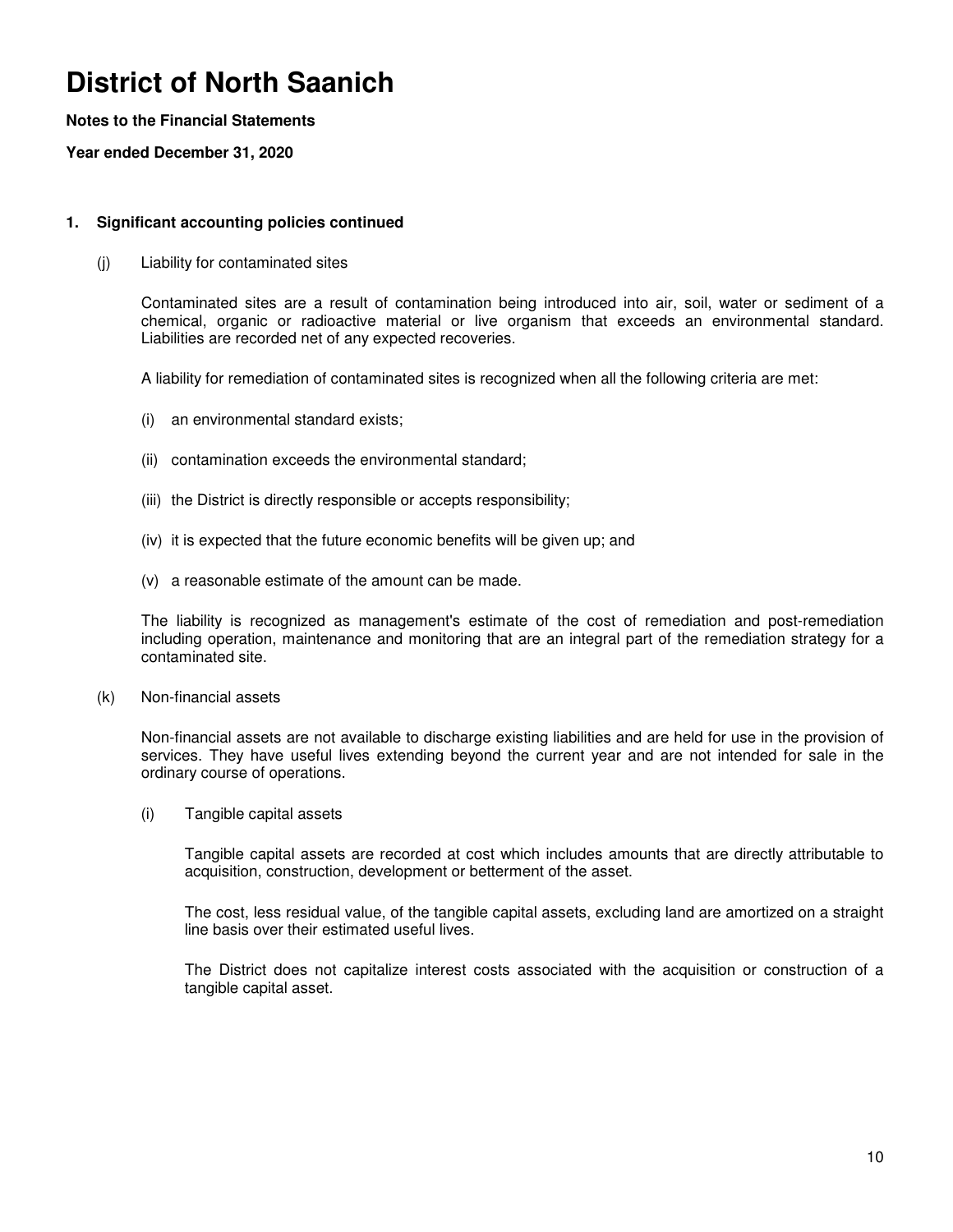# District of North Saanich

**Notes to the Financial Statements**

**Year ended December 31, 2020**

## 1. Significant accounting policies continued

(j) Liability for contaminated sites

Contaminated sites are a result of contamination being introduced into air, soil, water or sediment of a chemical, organic or radioactive material or live organism that exceeds an environmental standard. Liabilities are recorded net of any expected recoveries.

A liability for remediation of contaminated sites is recognized when all the following criteria are met:

(i) an environmental standard exists;

(ii) contamination exceeds the environmental standard;

(iii) the District is directly responsible or accepts responsibility;

(iv) it is expected that the future economic benefits will be given up; and

(v) a reasonable estimate of the amount can be made.

The liability is recognized as management's estimate of the cost of remediation and post-remediation including operation, maintenance and monitoring that are an integral part of the remediation strategy for a contaminated site.

(k) Non-financial assets

Non-financial assets are not available to discharge existing liabilities and are held for use in the provision of services. They have useful lives extending beyond the current year and are not intended for sale in the ordinary course of operations.

(i) Tangible capital assets

Tangible capital assets are recorded at cost which includes amounts that are directly attributable to acquisition, construction, development or betterment of the asset.

The cost, less residual value, of the tangible capital assets, excluding land are amortized on a straight line basis over their estimated useful lives.

The District does not capitalize interest costs associated with the acquisition or construction of a tangible capital asset.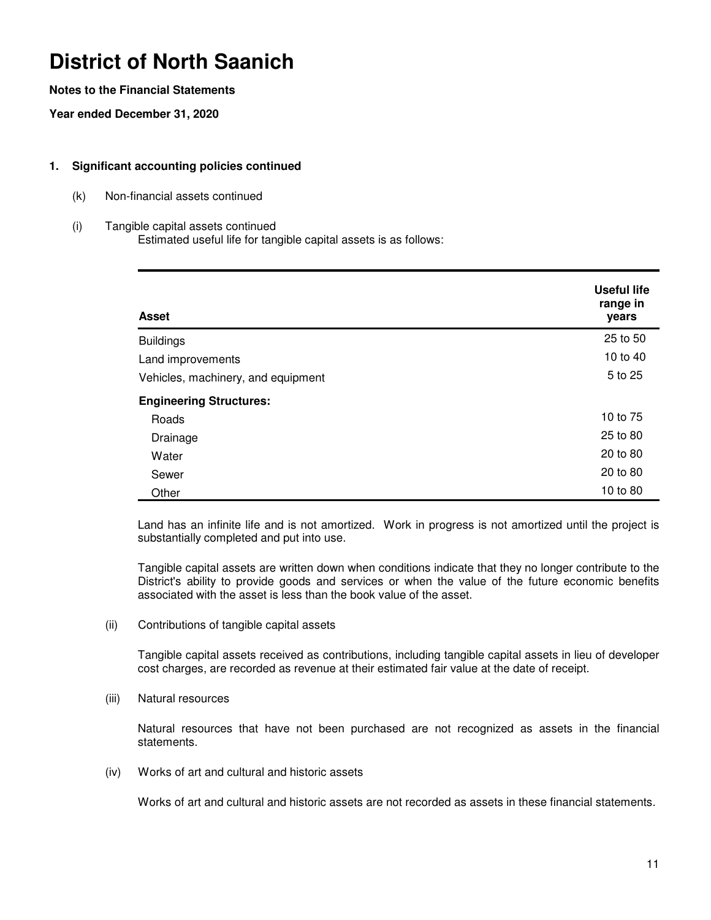# District of North Saanich

**Notes to the Financial Statements**

**Year ended December 31, 2020**

**1. Significant accounting policies continued**

(k) Non-financial assets continued

(i) Tangible capital assets continued

Estimated useful life for tangible capital assets is as follows:

| **Asset** | **Useful life range in years** |
|---|---|
| Buildings | 25 to 50 |
| Land improvements | 10 to 40 |
| Vehicles, machinery, and equipment | 5 to 25 |
| **Engineering Structures:** | |
| Roads | 10 to 75 |
| Drainage | 25 to 80 |
| Water | 20 to 80 |
| Sewer | 20 to 80 |
| Other | 10 to 80 |

Land has an infinite life and is not amortized. Work in progress is not amortized until the project is substantially completed and put into use.

Tangible capital assets are written down when conditions indicate that they no longer contribute to the District's ability to provide goods and services or when the value of the future economic benefits associated with the asset is less than the book value of the asset.

(ii) Contributions of tangible capital assets

Tangible capital assets received as contributions, including tangible capital assets in lieu of developer cost charges, are recorded as revenue at their estimated fair value at the date of receipt.

(iii) Natural resources

Natural resources that have not been purchased are not recognized as assets in the financial statements.

(iv) Works of art and cultural and historic assets

Works of art and cultural and historic assets are not recorded as assets in these financial statements.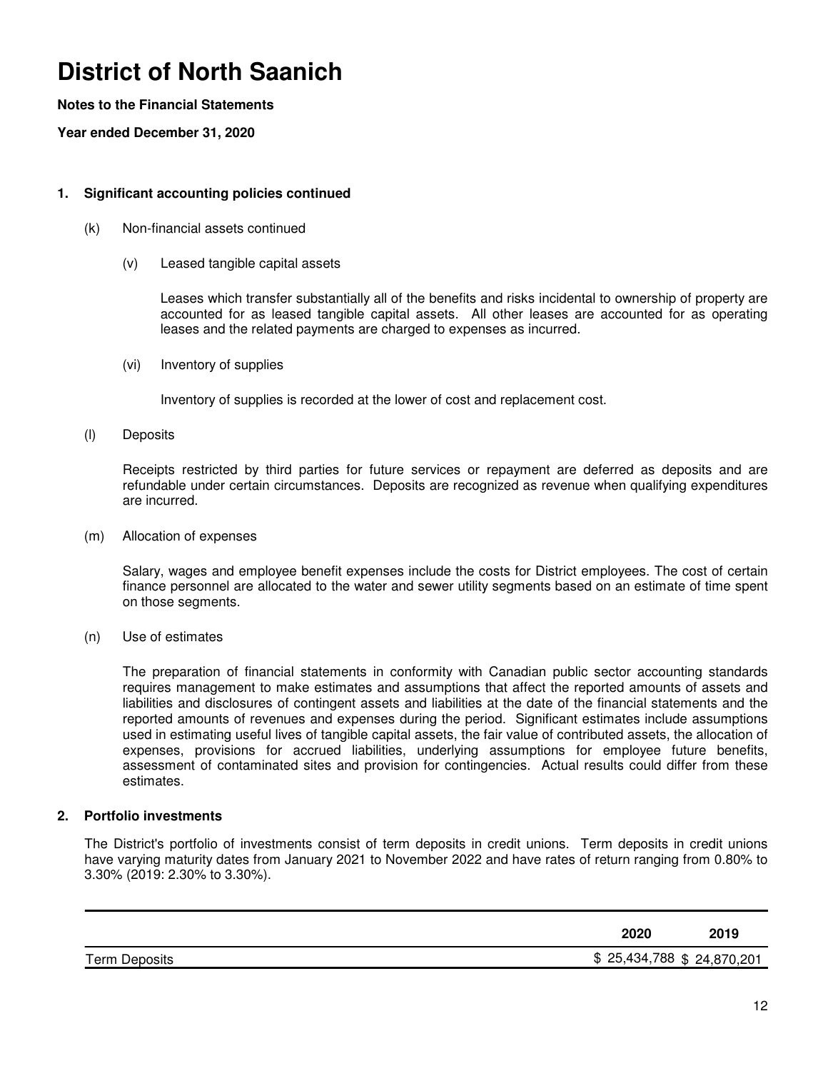# District of North Saanich

**Notes to the Financial Statements**

**Year ended December 31, 2020**

**1. Significant accounting policies continued**

(k) Non-financial assets continued

(v) Leased tangible capital assets

Leases which transfer substantially all of the benefits and risks incidental to ownership of property are accounted for as leased tangible capital assets. All other leases are accounted for as operating leases and the related payments are charged to expenses as incurred.

(vi) Inventory of supplies

Inventory of supplies is recorded at the lower of cost and replacement cost.

(l) Deposits

Receipts restricted by third parties for future services or repayment are deferred as deposits and are refundable under certain circumstances. Deposits are recognized as revenue when qualifying expenditures are incurred.

(m) Allocation of expenses

Salary, wages and employee benefit expenses include the costs for District employees. The cost of certain finance personnel are allocated to the water and sewer utility segments based on an estimate of time spent on those segments.

(n) Use of estimates

The preparation of financial statements in conformity with Canadian public sector accounting standards requires management to make estimates and assumptions that affect the reported amounts of assets and liabilities and disclosures of contingent assets and liabilities at the date of the financial statements and the reported amounts of revenues and expenses during the period. Significant estimates include assumptions used in estimating useful lives of tangible capital assets, the fair value of contributed assets, the allocation of expenses, provisions for accrued liabilities, underlying assumptions for employee future benefits, assessment of contaminated sites and provision for contingencies. Actual results could differ from these estimates.

**2. Portfolio investments**

The District's portfolio of investments consist of term deposits in credit unions. Term deposits in credit unions have varying maturity dates from January 2021 to November 2022 and have rates of return ranging from 0.80% to 3.30% (2019: 2.30% to 3.30%).

| | 2020 | 2019 |
|---|---|---|
| Term Deposits | $ 25,434,788 | $ 24,870,201 |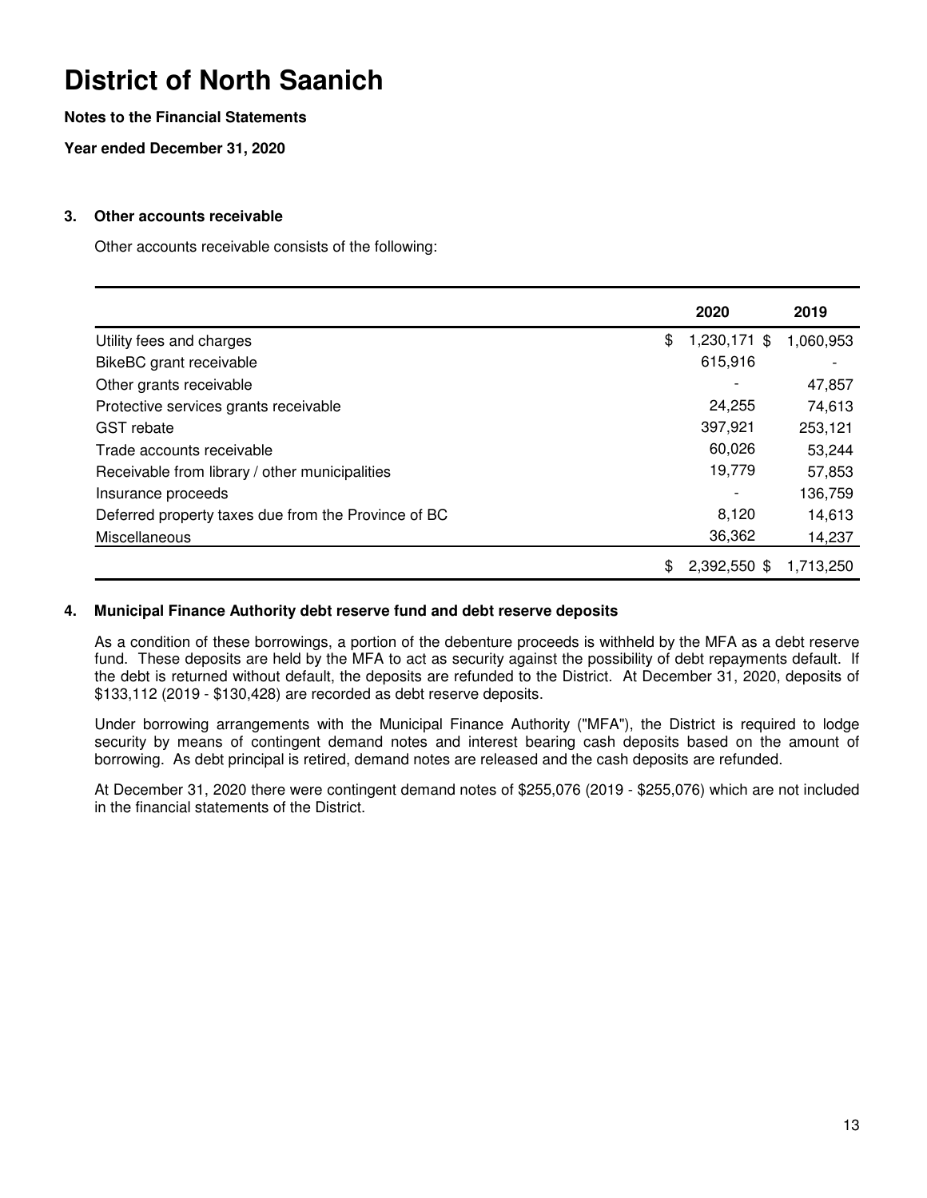# District of North Saanich

**Notes to the Financial Statements**

**Year ended December 31, 2020**

### 3. Other accounts receivable

Other accounts receivable consists of the following:

| | 2020 | 2019 |
|---|---|---|
| Utility fees and charges | $ 1,230,171 | $ 1,060,953 |
| BikeBC grant receivable | 615,916 | - |
| Other grants receivable | - | 47,857 |
| Protective services grants receivable | 24,255 | 74,613 |
| GST rebate | 397,921 | 253,121 |
| Trade accounts receivable | 60,026 | 53,244 |
| Receivable from library / other municipalities | 19,779 | 57,853 |
| Insurance proceeds | - | 136,759 |
| Deferred property taxes due from the Province of BC | 8,120 | 14,613 |
| Miscellaneous | 36,362 | 14,237 |
| | $ 2,392,550 | $ 1,713,250 |

### 4. Municipal Finance Authority debt reserve fund and debt reserve deposits

As a condition of these borrowings, a portion of the debenture proceeds is withheld by the MFA as a debt reserve fund. These deposits are held by the MFA to act as security against the possibility of debt repayments default. If the debt is returned without default, the deposits are refunded to the District. At December 31, 2020, deposits of $133,112 (2019 - $130,428) are recorded as debt reserve deposits.

Under borrowing arrangements with the Municipal Finance Authority ("MFA"), the District is required to lodge security by means of contingent demand notes and interest bearing cash deposits based on the amount of borrowing. As debt principal is retired, demand notes are released and the cash deposits are refunded.

At December 31, 2020 there were contingent demand notes of $255,076 (2019 - $255,076) which are not included in the financial statements of the District.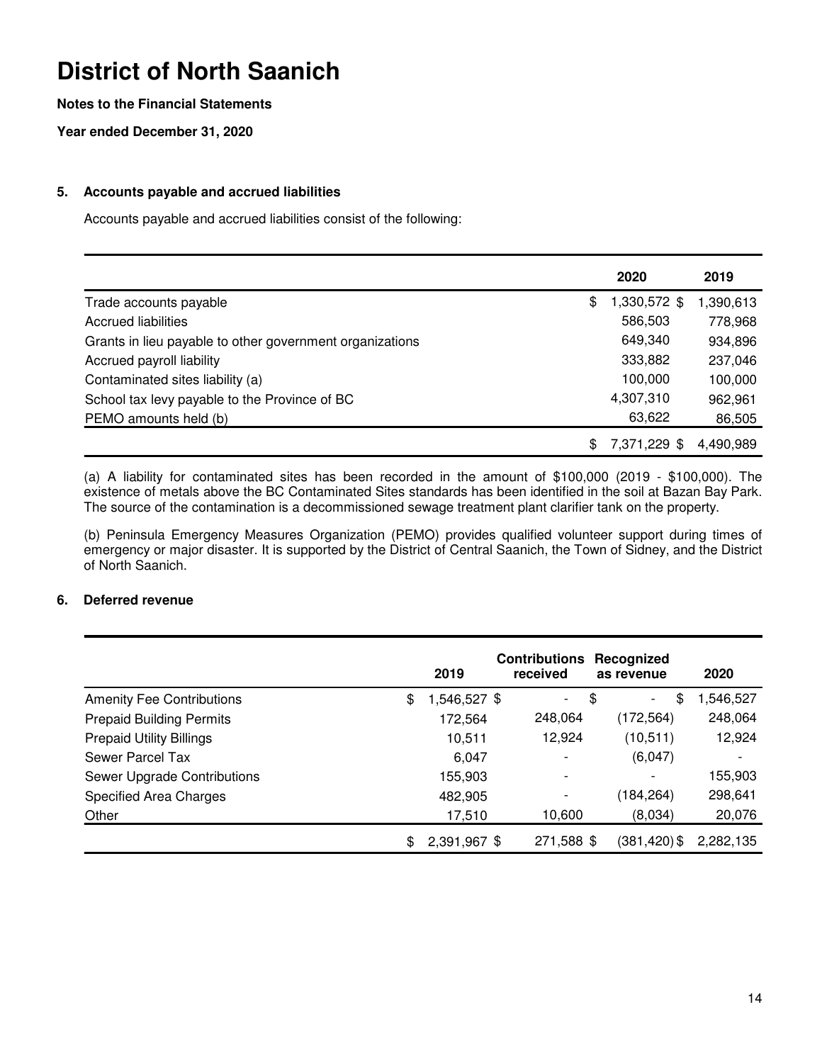# District of North Saanich

**Notes to the Financial Statements**

**Year ended December 31, 2020**

## 5. Accounts payable and accrued liabilities

Accounts payable and accrued liabilities consist of the following:

| | 2020 | 2019 |
|---|---|---|
| Trade accounts payable | $ 1,330,572 | $ 1,390,613 |
| Accrued liabilities | 586,503 | 778,968 |
| Grants in lieu payable to other government organizations | 649,340 | 934,896 |
| Accrued payroll liability | 333,882 | 237,046 |
| Contaminated sites liability (a) | 100,000 | 100,000 |
| School tax levy payable to the Province of BC | 4,307,310 | 962,961 |
| PEMO amounts held (b) | 63,622 | 86,505 |
| | $ 7,371,229 | $ 4,490,989 |

(a) A liability for contaminated sites has been recorded in the amount of $100,000 (2019 - $100,000). The existence of metals above the BC Contaminated Sites standards has been identified in the soil at Bazan Bay Park. The source of the contamination is a decommissioned sewage treatment plant clarifier tank on the property.

(b) Peninsula Emergency Measures Organization (PEMO) provides qualified volunteer support during times of emergency or major disaster. It is supported by the District of Central Saanich, the Town of Sidney, and the District of North Saanich.

## 6. Deferred revenue

| | 2019 | Contributions received | Recognized as revenue | 2020 |
|---|---|---|---|---|
| Amenity Fee Contributions | $ 1,546,527 | $ - | $ - | $ 1,546,527 |
| Prepaid Building Permits | 172,564 | 248,064 | (172,564) | 248,064 |
| Prepaid Utility Billings | 10,511 | 12,924 | (10,511) | 12,924 |
| Sewer Parcel Tax | 6,047 | - | (6,047) | - |
| Sewer Upgrade Contributions | 155,903 | - | - | 155,903 |
| Specified Area Charges | 482,905 | - | (184,264) | 298,641 |
| Other | 17,510 | 10,600 | (8,034) | 20,076 |
| | $ 2,391,967 | $ 271,588 | $ (381,420) | $ 2,282,135 |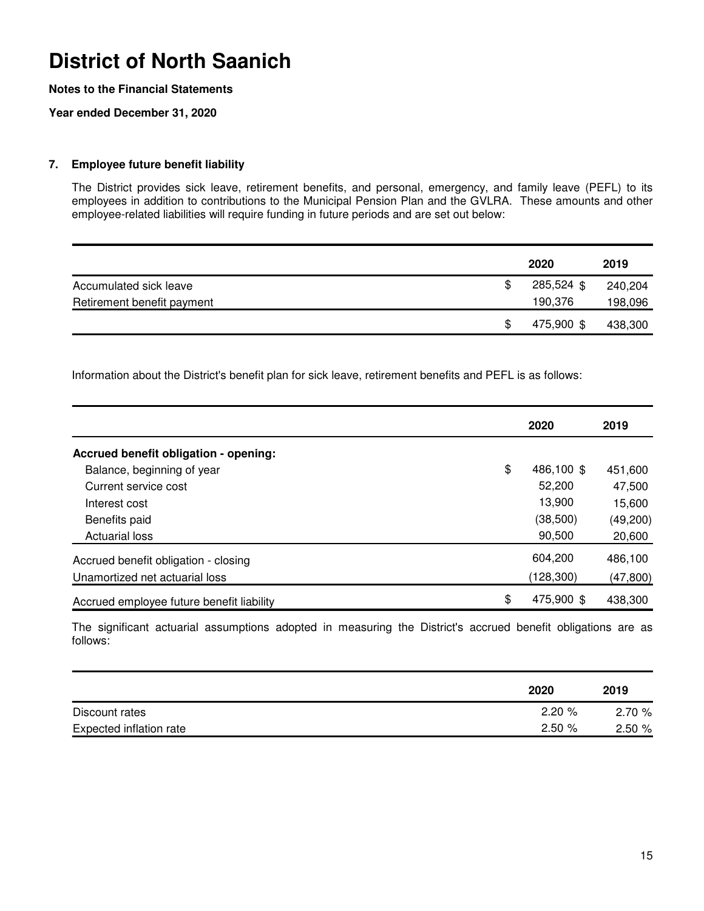# District of North Saanich

**Notes to the Financial Statements**

**Year ended December 31, 2020**

## 7. Employee future benefit liability

The District provides sick leave, retirement benefits, and personal, emergency, and family leave (PEFL) to its employees in addition to contributions to the Municipal Pension Plan and the GVLRA. These amounts and other employee-related liabilities will require funding in future periods and are set out below:

| | 2020 | 2019 |
|---|---|---|
| Accumulated sick leave | $ 285,524 | $ 240,204 |
| Retirement benefit payment | 190,376 | 198,096 |
| | $ 475,900 | $ 438,300 |

Information about the District's benefit plan for sick leave, retirement benefits and PEFL is as follows:

| | 2020 | 2019 |
|---|---|---|
| **Accrued benefit obligation - opening:** | | |
| Balance, beginning of year | $ 486,100 | $ 451,600 |
| Current service cost | 52,200 | 47,500 |
| Interest cost | 13,900 | 15,600 |
| Benefits paid | (38,500) | (49,200) |
| Actuarial loss | 90,500 | 20,600 |
| Accrued benefit obligation - closing | 604,200 | 486,100 |
| Unamortized net actuarial loss | (128,300) | (47,800) |
| Accrued employee future benefit liability | $ 475,900 | $ 438,300 |

The significant actuarial assumptions adopted in measuring the District's accrued benefit obligations are as follows:

| | 2020 | 2019 |
|---|---|---|
| Discount rates | 2.20 % | 2.70 % |
| Expected inflation rate | 2.50 % | 2.50 % |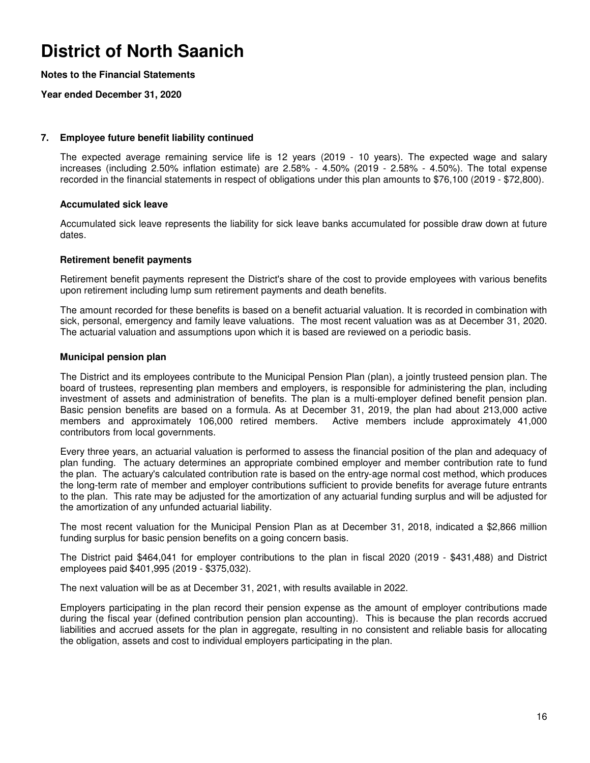# District of North Saanich

**Notes to the Financial Statements**

**Year ended December 31, 2020**

## 7. Employee future benefit liability continued

The expected average remaining service life is 12 years (2019 - 10 years). The expected wage and salary increases (including 2.50% inflation estimate) are 2.58% - 4.50% (2019 - 2.58% - 4.50%). The total expense recorded in the financial statements in respect of obligations under this plan amounts to $76,100 (2019 - $72,800).

### Accumulated sick leave

Accumulated sick leave represents the liability for sick leave banks accumulated for possible draw down at future dates.

### Retirement benefit payments

Retirement benefit payments represent the District's share of the cost to provide employees with various benefits upon retirement including lump sum retirement payments and death benefits.

The amount recorded for these benefits is based on a benefit actuarial valuation. It is recorded in combination with sick, personal, emergency and family leave valuations. The most recent valuation was as at December 31, 2020. The actuarial valuation and assumptions upon which it is based are reviewed on a periodic basis.

### Municipal pension plan

The District and its employees contribute to the Municipal Pension Plan (plan), a jointly trusteed pension plan. The board of trustees, representing plan members and employers, is responsible for administering the plan, including investment of assets and administration of benefits. The plan is a multi-employer defined benefit pension plan. Basic pension benefits are based on a formula. As at December 31, 2019, the plan had about 213,000 active members and approximately 106,000 retired members. Active members include approximately 41,000 contributors from local governments.

Every three years, an actuarial valuation is performed to assess the financial position of the plan and adequacy of plan funding. The actuary determines an appropriate combined employer and member contribution rate to fund the plan. The actuary's calculated contribution rate is based on the entry-age normal cost method, which produces the long-term rate of member and employer contributions sufficient to provide benefits for average future entrants to the plan. This rate may be adjusted for the amortization of any actuarial funding surplus and will be adjusted for the amortization of any unfunded actuarial liability.

The most recent valuation for the Municipal Pension Plan as at December 31, 2018, indicated a $2,866 million funding surplus for basic pension benefits on a going concern basis.

The District paid $464,041 for employer contributions to the plan in fiscal 2020 (2019 - $431,488) and District employees paid $401,995 (2019 - $375,032).

The next valuation will be as at December 31, 2021, with results available in 2022.

Employers participating in the plan record their pension expense as the amount of employer contributions made during the fiscal year (defined contribution pension plan accounting). This is because the plan records accrued liabilities and accrued assets for the plan in aggregate, resulting in no consistent and reliable basis for allocating the obligation, assets and cost to individual employers participating in the plan.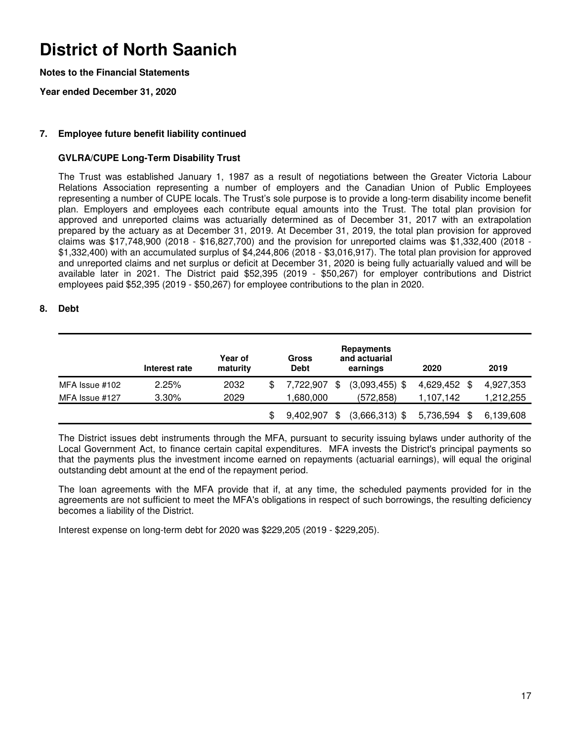# District of North Saanich

**Notes to the Financial Statements**

**Year ended December 31, 2020**

## 7. Employee future benefit liability continued

### GVLRA/CUPE Long-Term Disability Trust

The Trust was established January 1, 1987 as a result of negotiations between the Greater Victoria Labour Relations Association representing a number of employers and the Canadian Union of Public Employees representing a number of CUPE locals. The Trust's sole purpose is to provide a long-term disability income benefit plan. Employers and employees each contribute equal amounts into the Trust. The total plan provision for approved and unreported claims was actuarially determined as of December 31, 2017 with an extrapolation prepared by the actuary as at December 31, 2019. At December 31, 2019, the total plan provision for approved claims was $17,748,900 (2018 - $16,827,700) and the provision for unreported claims was $1,332,400 (2018 - $1,332,400) with an accumulated surplus of $4,244,806 (2018 - $3,016,917). The total plan provision for approved and unreported claims and net surplus or deficit at December 31, 2020 is being fully actuarially valued and will be available later in 2021. The District paid $52,395 (2019 - $50,267) for employer contributions and District employees paid $52,395 (2019 - $50,267) for employee contributions to the plan in 2020.

## 8. Debt

| | Interest rate | Year of maturity | Gross Debt | Repayments and actuarial earnings | 2020 | 2019 |
|---|---|---|---|---|---|---|
| MFA Issue #102 | 2.25% | 2032 | $ 7,722,907 | $ (3,093,455) | $ 4,629,452 | $ 4,927,353 |
| MFA Issue #127 | 3.30% | 2029 | 1,680,000 | (572,858) | 1,107,142 | 1,212,255 |
| | | | $ 9,402,907 | $ (3,666,313) | $ 5,736,594 | $ 6,139,608 |

The District issues debt instruments through the MFA, pursuant to security issuing bylaws under authority of the Local Government Act, to finance certain capital expenditures. MFA invests the District's principal payments so that the payments plus the investment income earned on repayments (actuarial earnings), will equal the original outstanding debt amount at the end of the repayment period.

The loan agreements with the MFA provide that if, at any time, the scheduled payments provided for in the agreements are not sufficient to meet the MFA's obligations in respect of such borrowings, the resulting deficiency becomes a liability of the District.

Interest expense on long-term debt for 2020 was $229,205 (2019 - $229,205).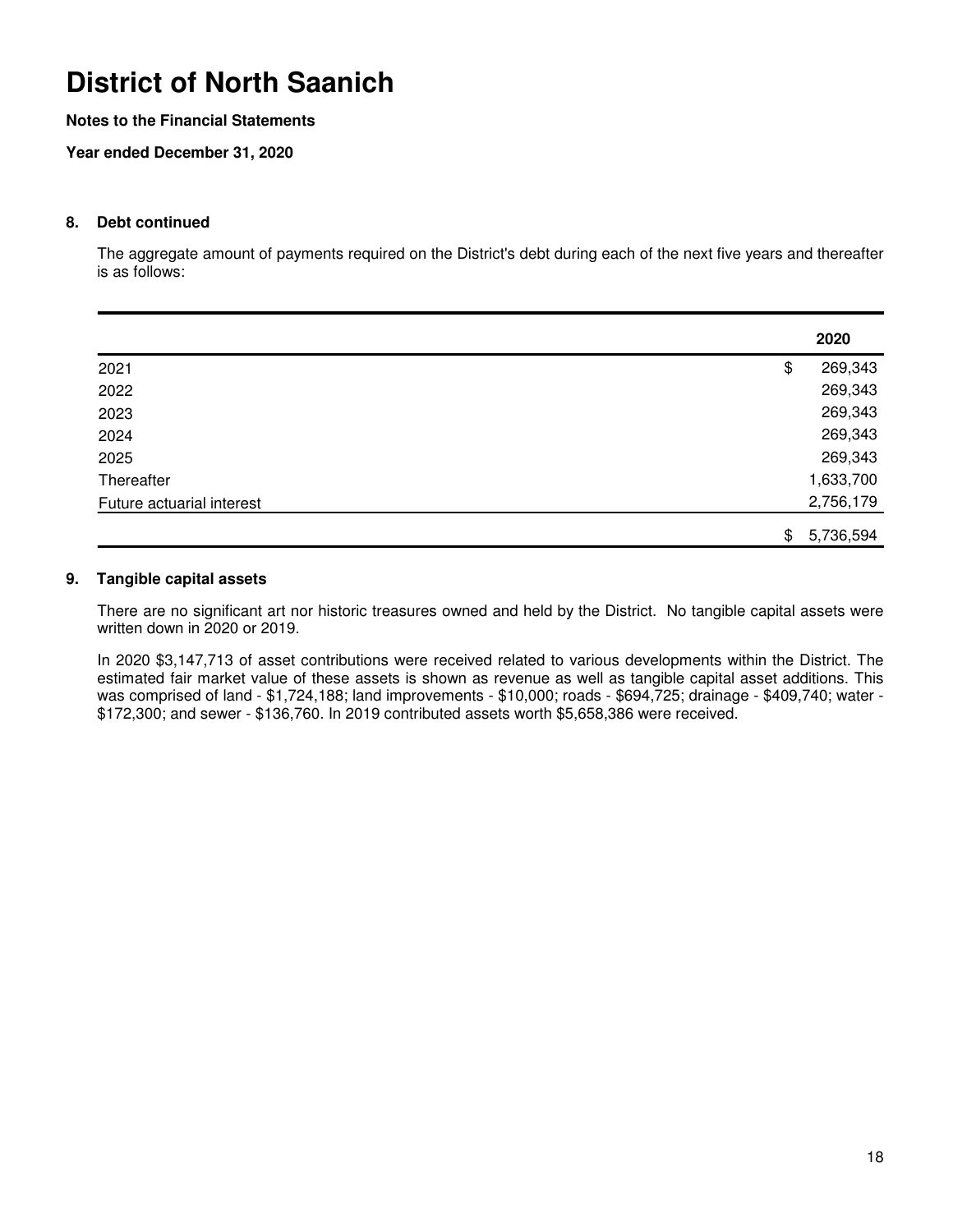# District of North Saanich

**Notes to the Financial Statements**

**Year ended December 31, 2020**

## 8. Debt continued

The aggregate amount of payments required on the District's debt during each of the next five years and thereafter is as follows:

| | 2020 |
|---|---|
| 2021 | $ 269,343 |
| 2022 | 269,343 |
| 2023 | 269,343 |
| 2024 | 269,343 |
| 2025 | 269,343 |
| Thereafter | 1,633,700 |
| Future actuarial interest | 2,756,179 |
| | $ 5,736,594 |

## 9. Tangible capital assets

There are no significant art nor historic treasures owned and held by the District. No tangible capital assets were written down in 2020 or 2019.

In 2020 $3,147,713 of asset contributions were received related to various developments within the District. The estimated fair market value of these assets is shown as revenue as well as tangible capital asset additions. This was comprised of land - $1,724,188; land improvements - $10,000; roads - $694,725; drainage - $409,740; water - $172,300; and sewer - $136,760. In 2019 contributed assets worth $5,658,386 were received.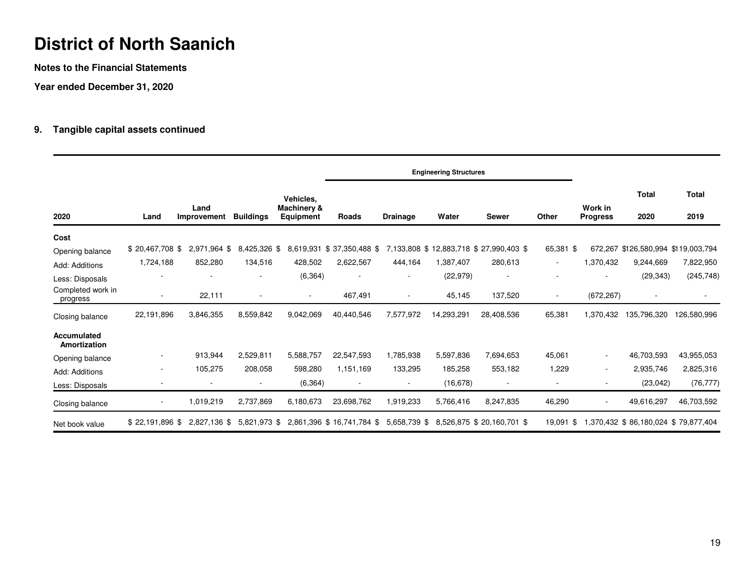# District of North Saanich

**Notes to the Financial Statements**

**Year ended December 31, 2020**

## 9. Tangible capital assets continued

| 2020 | Land | Land Improvement | Buildings | Vehicles, Machinery & Equipment | Engineering Structures: Roads | Engineering Structures: Drainage | Engineering Structures: Water | Engineering Structures: Sewer | Engineering Structures: Other | Work in Progress | Total 2020 | Total 2019 |
|---|---|---|---|---|---|---|---|---|---|---|---|---|
| **Cost** | | | | | | | | | | | | |
| Opening balance | $ 20,467,708 $ | 2,971,964 $ | 8,425,326 $ | 8,619,931 | $ 37,350,488 $ | 7,133,808 | $ 12,883,718 | $ 27,990,403 $ | 65,381 $ | 672,267 | $126,580,994 | $119,003,794 |
| Add: Additions | 1,724,188 | 852,280 | 134,516 | 428,502 | 2,622,567 | 444,164 | 1,387,407 | 280,613 | - | 1,370,432 | 9,244,669 | 7,822,950 |
| Less: Disposals | - | - | - | (6,364) | - | - | (22,979) | - | - | - | (29,343) | (245,748) |
| Completed work in progress | - | 22,111 | - | - | 467,491 | - | 45,145 | 137,520 | - | (672,267) | - | - |
| Closing balance | 22,191,896 | 3,846,355 | 8,559,842 | 9,042,069 | 40,440,546 | 7,577,972 | 14,293,291 | 28,408,536 | 65,381 | 1,370,432 | 135,796,320 | 126,580,996 |
| **Accumulated Amortization** | | | | | | | | | | | | |
| Opening balance | - | 913,944 | 2,529,811 | 5,588,757 | 22,547,593 | 1,785,938 | 5,597,836 | 7,694,653 | 45,061 | - | 46,703,593 | 43,955,053 |
| Add: Additions | - | 105,275 | 208,058 | 598,280 | 1,151,169 | 133,295 | 185,258 | 553,182 | 1,229 | - | 2,935,746 | 2,825,316 |
| Less: Disposals | - | - | - | (6,364) | - | - | (16,678) | - | - | - | (23,042) | (76,777) |
| Closing balance | - | 1,019,219 | 2,737,869 | 6,180,673 | 23,698,762 | 1,919,233 | 5,766,416 | 8,247,835 | 46,290 | - | 49,616,297 | 46,703,592 |
| Net book value | $ 22,191,896 $ | 2,827,136 $ | 5,821,973 $ | 2,861,396 | $ 16,741,784 $ | 5,658,739 $ | 8,526,875 | $ 20,160,701 $ | 19,091 $ | 1,370,432 | $ 86,180,024 | $ 79,877,404 |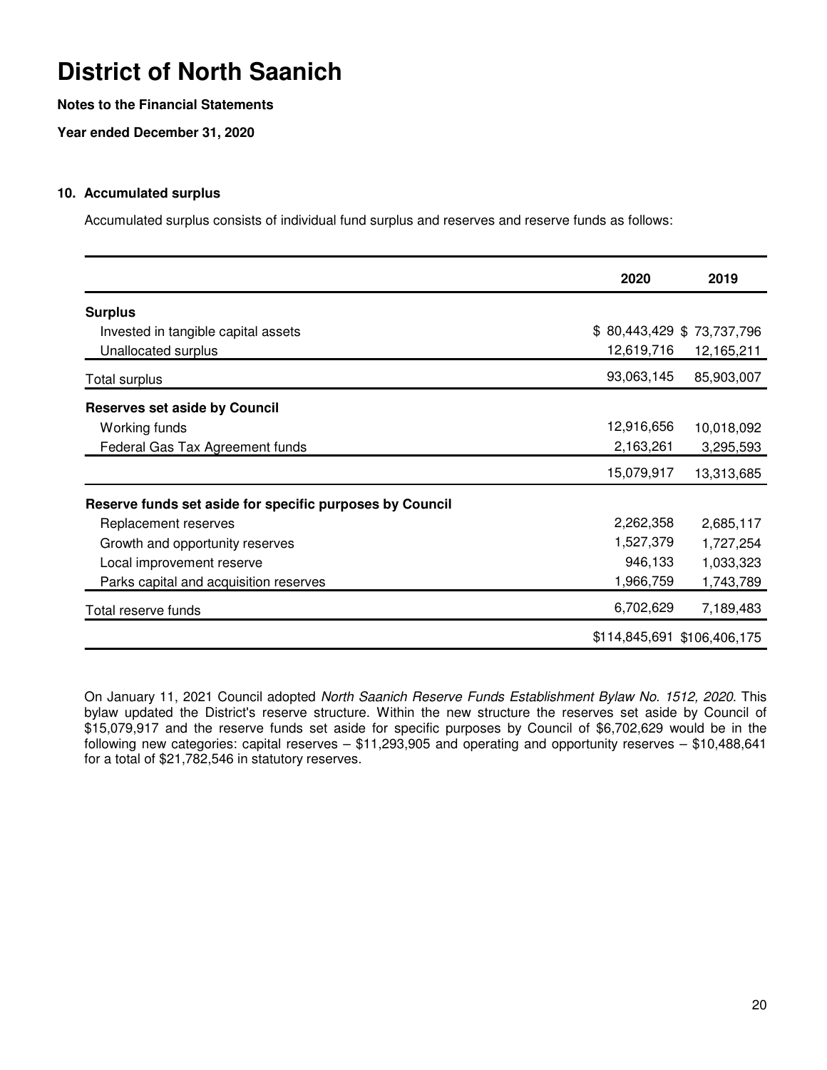# District of North Saanich

**Notes to the Financial Statements**

**Year ended December 31, 2020**

## 10. Accumulated surplus

Accumulated surplus consists of individual fund surplus and reserves and reserve funds as follows:

| | 2020 | 2019 |
|---|---|---|
| **Surplus** | | |
| Invested in tangible capital assets | $ 80,443,429 | $ 73,737,796 |
| Unallocated surplus | 12,619,716 | 12,165,211 |
| Total surplus | 93,063,145 | 85,903,007 |
| **Reserves set aside by Council** | | |
| Working funds | 12,916,656 | 10,018,092 |
| Federal Gas Tax Agreement funds | 2,163,261 | 3,295,593 |
| | 15,079,917 | 13,313,685 |
| **Reserve funds set aside for specific purposes by Council** | | |
| Replacement reserves | 2,262,358 | 2,685,117 |
| Growth and opportunity reserves | 1,527,379 | 1,727,254 |
| Local improvement reserve | 946,133 | 1,033,323 |
| Parks capital and acquisition reserves | 1,966,759 | 1,743,789 |
| Total reserve funds | 6,702,629 | 7,189,483 |
| | $114,845,691 | $106,406,175 |

On January 11, 2021 Council adopted *North Saanich Reserve Funds Establishment Bylaw No. 1512, 2020*. This bylaw updated the District's reserve structure. Within the new structure the reserves set aside by Council of $15,079,917 and the reserve funds set aside for specific purposes by Council of $6,702,629 would be in the following new categories: capital reserves – $11,293,905 and operating and opportunity reserves – $10,488,641 for a total of $21,782,546 in statutory reserves.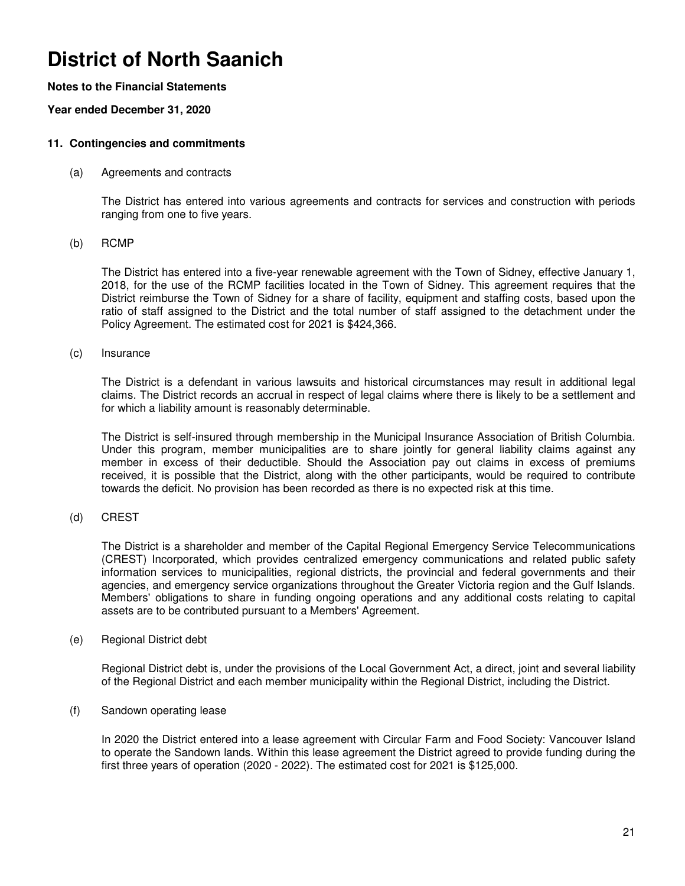# District of North Saanich

**Notes to the Financial Statements**

**Year ended December 31, 2020**

## 11. Contingencies and commitments

(a) Agreements and contracts

The District has entered into various agreements and contracts for services and construction with periods ranging from one to five years.

(b) RCMP

The District has entered into a five-year renewable agreement with the Town of Sidney, effective January 1, 2018, for the use of the RCMP facilities located in the Town of Sidney. This agreement requires that the District reimburse the Town of Sidney for a share of facility, equipment and staffing costs, based upon the ratio of staff assigned to the District and the total number of staff assigned to the detachment under the Policy Agreement. The estimated cost for 2021 is $424,366.

(c) Insurance

The District is a defendant in various lawsuits and historical circumstances may result in additional legal claims. The District records an accrual in respect of legal claims where there is likely to be a settlement and for which a liability amount is reasonably determinable.

The District is self-insured through membership in the Municipal Insurance Association of British Columbia. Under this program, member municipalities are to share jointly for general liability claims against any member in excess of their deductible. Should the Association pay out claims in excess of premiums received, it is possible that the District, along with the other participants, would be required to contribute towards the deficit. No provision has been recorded as there is no expected risk at this time.

(d) CREST

The District is a shareholder and member of the Capital Regional Emergency Service Telecommunications (CREST) Incorporated, which provides centralized emergency communications and related public safety information services to municipalities, regional districts, the provincial and federal governments and their agencies, and emergency service organizations throughout the Greater Victoria region and the Gulf Islands. Members' obligations to share in funding ongoing operations and any additional costs relating to capital assets are to be contributed pursuant to a Members' Agreement.

(e) Regional District debt

Regional District debt is, under the provisions of the Local Government Act, a direct, joint and several liability of the Regional District and each member municipality within the Regional District, including the District.

(f) Sandown operating lease

In 2020 the District entered into a lease agreement with Circular Farm and Food Society: Vancouver Island to operate the Sandown lands. Within this lease agreement the District agreed to provide funding during the first three years of operation (2020 - 2022). The estimated cost for 2021 is $125,000.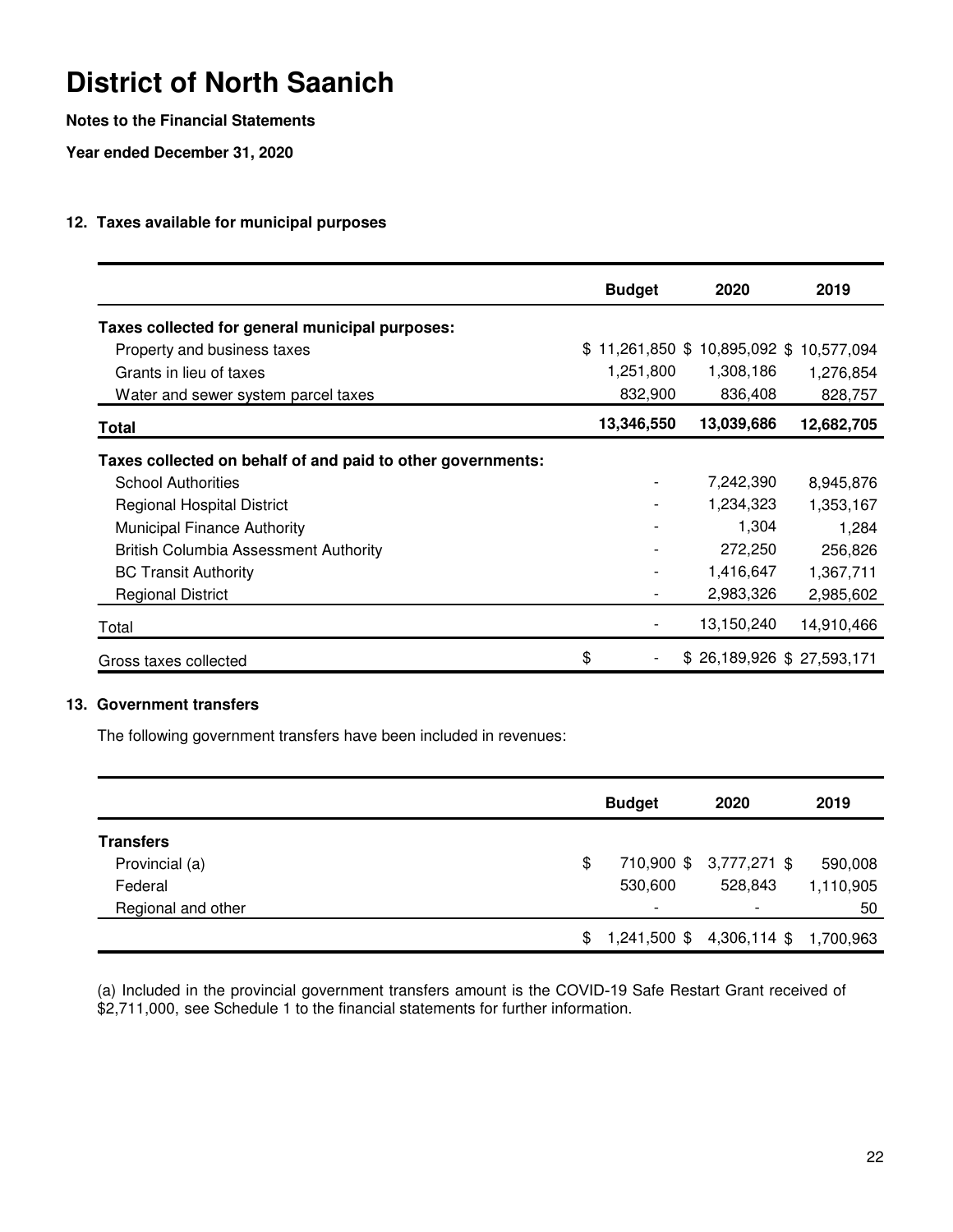# District of North Saanich

**Notes to the Financial Statements**

**Year ended December 31, 2020**

### 12. Taxes available for municipal purposes

| | Budget | 2020 | 2019 |
|---|---|---|---|
| **Taxes collected for general municipal purposes:** | | | |
| Property and business taxes | $ 11,261,850 | $ 10,895,092 | $ 10,577,094 |
| Grants in lieu of taxes | 1,251,800 | 1,308,186 | 1,276,854 |
| Water and sewer system parcel taxes | 832,900 | 836,408 | 828,757 |
| **Total** | **13,346,550** | **13,039,686** | **12,682,705** |
| **Taxes collected on behalf of and paid to other governments:** | | | |
| School Authorities | - | 7,242,390 | 8,945,876 |
| Regional Hospital District | - | 1,234,323 | 1,353,167 |
| Municipal Finance Authority | - | 1,304 | 1,284 |
| British Columbia Assessment Authority | - | 272,250 | 256,826 |
| BC Transit Authority | - | 1,416,647 | 1,367,711 |
| Regional District | - | 2,983,326 | 2,985,602 |
| Total | - | 13,150,240 | 14,910,466 |
| Gross taxes collected | $ - | $ 26,189,926 | $ 27,593,171 |

### 13. Government transfers

The following government transfers have been included in revenues:

| | Budget | 2020 | 2019 |
|---|---|---|---|
| **Transfers** | | | |
| Provincial (a) | $ 710,900 | $ 3,777,271 | $ 590,008 |
| Federal | 530,600 | 528,843 | 1,110,905 |
| Regional and other | - | - | 50 |
| | $ 1,241,500 | $ 4,306,114 | $ 1,700,963 |

(a) Included in the provincial government transfers amount is the COVID-19 Safe Restart Grant received of $2,711,000, see Schedule 1 to the financial statements for further information.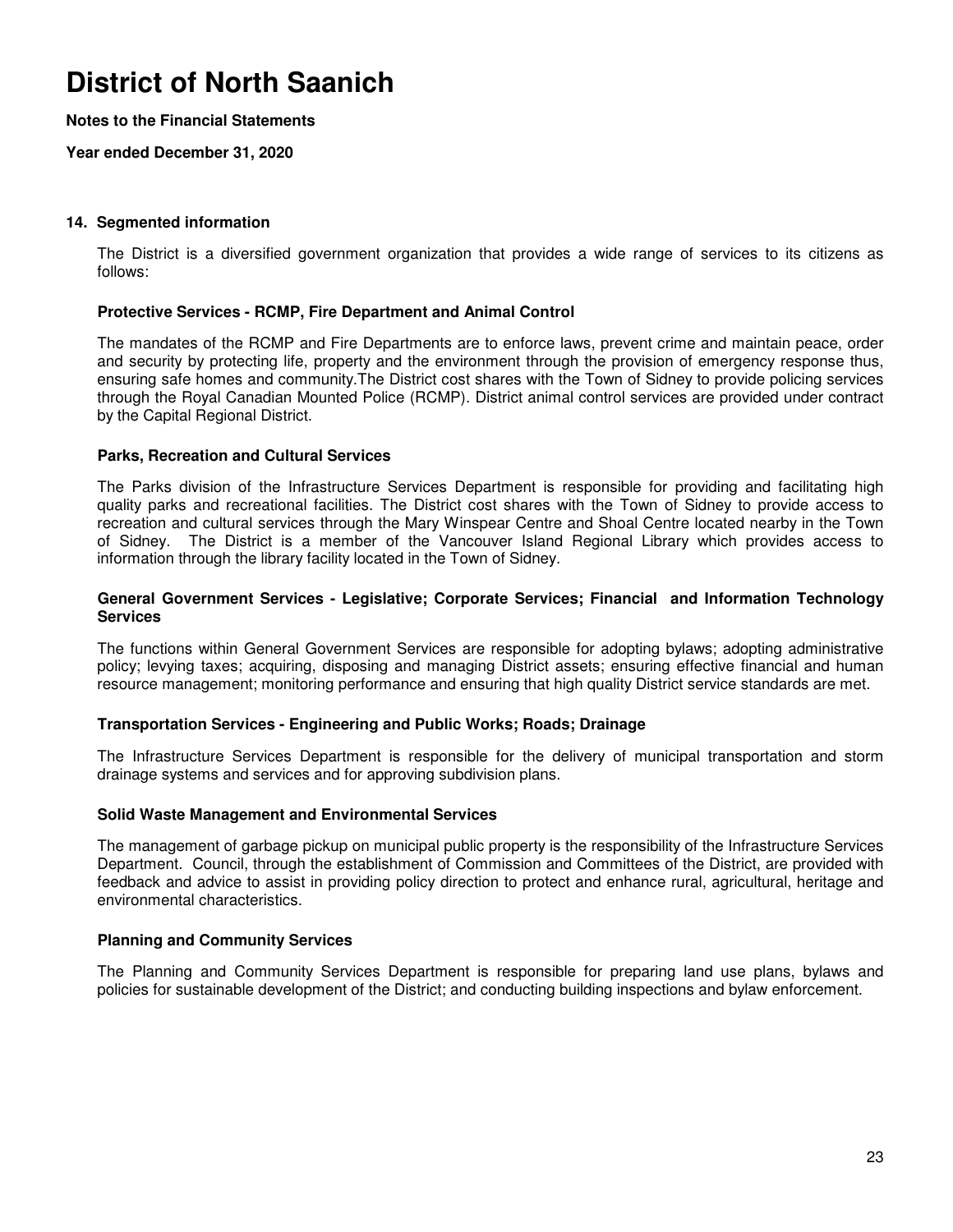# District of North Saanich

**Notes to the Financial Statements**

**Year ended December 31, 2020**

## 14. Segmented information

The District is a diversified government organization that provides a wide range of services to its citizens as follows:

### Protective Services - RCMP, Fire Department and Animal Control

The mandates of the RCMP and Fire Departments are to enforce laws, prevent crime and maintain peace, order and security by protecting life, property and the environment through the provision of emergency response thus, ensuring safe homes and community.The District cost shares with the Town of Sidney to provide policing services through the Royal Canadian Mounted Police (RCMP). District animal control services are provided under contract by the Capital Regional District.

### Parks, Recreation and Cultural Services

The Parks division of the Infrastructure Services Department is responsible for providing and facilitating high quality parks and recreational facilities. The District cost shares with the Town of Sidney to provide access to recreation and cultural services through the Mary Winspear Centre and Shoal Centre located nearby in the Town of Sidney. The District is a member of the Vancouver Island Regional Library which provides access to information through the library facility located in the Town of Sidney.

### General Government Services - Legislative; Corporate Services; Financial and Information Technology Services

The functions within General Government Services are responsible for adopting bylaws; adopting administrative policy; levying taxes; acquiring, disposing and managing District assets; ensuring effective financial and human resource management; monitoring performance and ensuring that high quality District service standards are met.

### Transportation Services - Engineering and Public Works; Roads; Drainage

The Infrastructure Services Department is responsible for the delivery of municipal transportation and storm drainage systems and services and for approving subdivision plans.

### Solid Waste Management and Environmental Services

The management of garbage pickup on municipal public property is the responsibility of the Infrastructure Services Department. Council, through the establishment of Commission and Committees of the District, are provided with feedback and advice to assist in providing policy direction to protect and enhance rural, agricultural, heritage and environmental characteristics.

### Planning and Community Services

The Planning and Community Services Department is responsible for preparing land use plans, bylaws and policies for sustainable development of the District; and conducting building inspections and bylaw enforcement.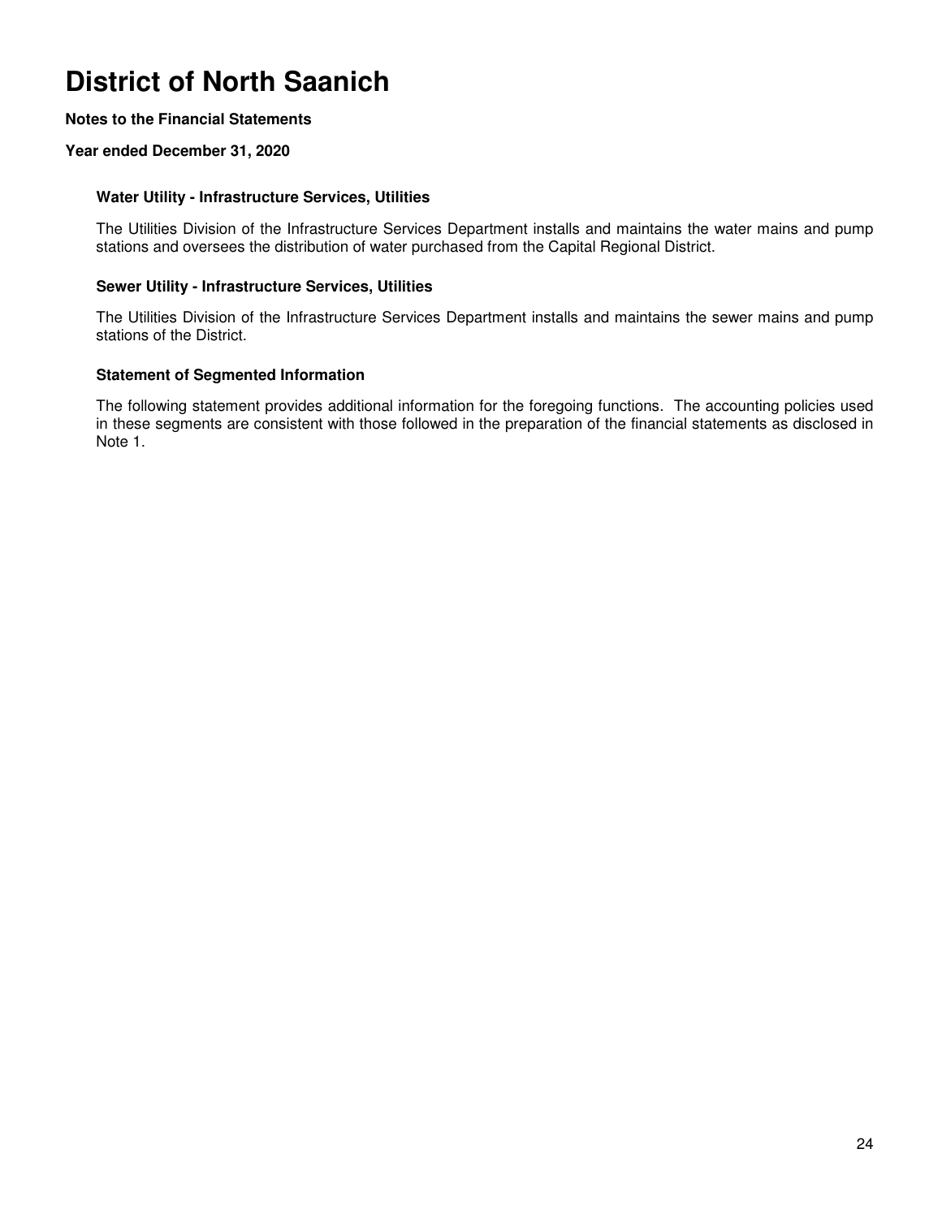# District of North Saanich

**Notes to the Financial Statements**

**Year ended December 31, 2020**

### Water Utility - Infrastructure Services, Utilities

The Utilities Division of the Infrastructure Services Department installs and maintains the water mains and pump stations and oversees the distribution of water purchased from the Capital Regional District.

### Sewer Utility - Infrastructure Services, Utilities

The Utilities Division of the Infrastructure Services Department installs and maintains the sewer mains and pump stations of the District.

### Statement of Segmented Information

The following statement provides additional information for the foregoing functions. The accounting policies used in these segments are consistent with those followed in the preparation of the financial statements as disclosed in Note 1.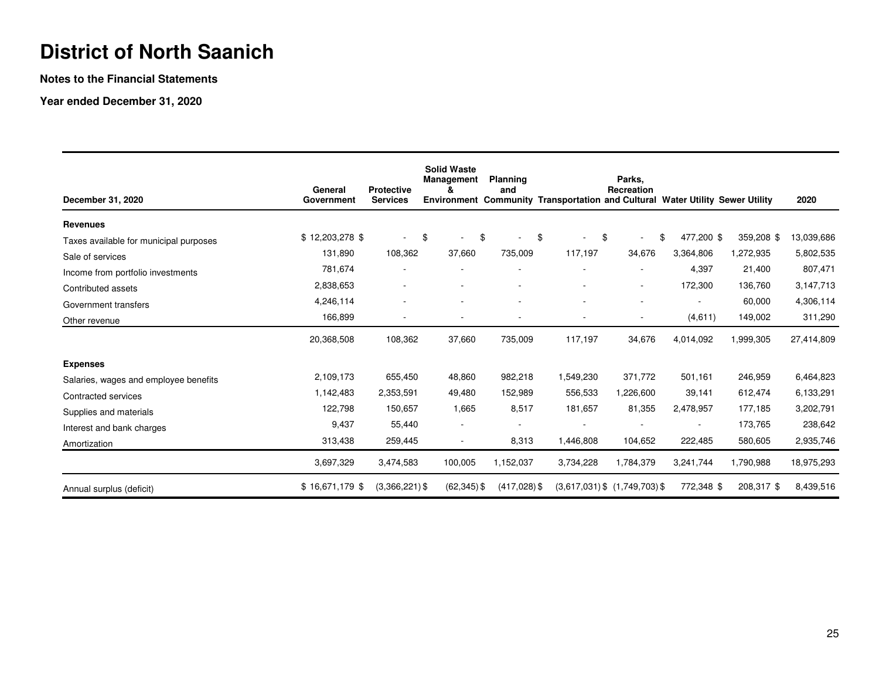# District of North Saanich

**Notes to the Financial Statements**

**Year ended December 31, 2020**

| December 31, 2020 | General Government | Protective Services | Solid Waste Management & Environment | Planning and Community | Transportation | Parks, Recreation and Cultural | Water Utility | Sewer Utility | 2020 |
|---|---|---|---|---|---|---|---|---|---|
| **Revenues** | | | | | | | | | |
| Taxes available for municipal purposes | $ 12,203,278 $ | - $ | - $ | - $ | - $ | - $ | 477,200 $ | 359,208 $ | 13,039,686 |
| Sale of services | 131,890 | 108,362 | 37,660 | 735,009 | 117,197 | 34,676 | 3,364,806 | 1,272,935 | 5,802,535 |
| Income from portfolio investments | 781,674 | - | - | - | - | - | 4,397 | 21,400 | 807,471 |
| Contributed assets | 2,838,653 | - | - | - | - | - | 172,300 | 136,760 | 3,147,713 |
| Government transfers | 4,246,114 | - | - | - | - | - | - | 60,000 | 4,306,114 |
| Other revenue | 166,899 | - | - | - | - | - | (4,611) | 149,002 | 311,290 |
| | 20,368,508 | 108,362 | 37,660 | 735,009 | 117,197 | 34,676 | 4,014,092 | 1,999,305 | 27,414,809 |
| **Expenses** | | | | | | | | | |
| Salaries, wages and employee benefits | 2,109,173 | 655,450 | 48,860 | 982,218 | 1,549,230 | 371,772 | 501,161 | 246,959 | 6,464,823 |
| Contracted services | 1,142,483 | 2,353,591 | 49,480 | 152,989 | 556,533 | 1,226,600 | 39,141 | 612,474 | 6,133,291 |
| Supplies and materials | 122,798 | 150,657 | 1,665 | 8,517 | 181,657 | 81,355 | 2,478,957 | 177,185 | 3,202,791 |
| Interest and bank charges | 9,437 | 55,440 | - | - | - | - | - | 173,765 | 238,642 |
| Amortization | 313,438 | 259,445 | - | 8,313 | 1,446,808 | 104,652 | 222,485 | 580,605 | 2,935,746 |
| | 3,697,329 | 3,474,583 | 100,005 | 1,152,037 | 3,734,228 | 1,784,379 | 3,241,744 | 1,790,988 | 18,975,293 |
| Annual surplus (deficit) | $ 16,671,179 $ | (3,366,221) $ | (62,345) $ | (417,028) $ | (3,617,031) $ | (1,749,703) $ | 772,348 $ | 208,317 $ | 8,439,516 |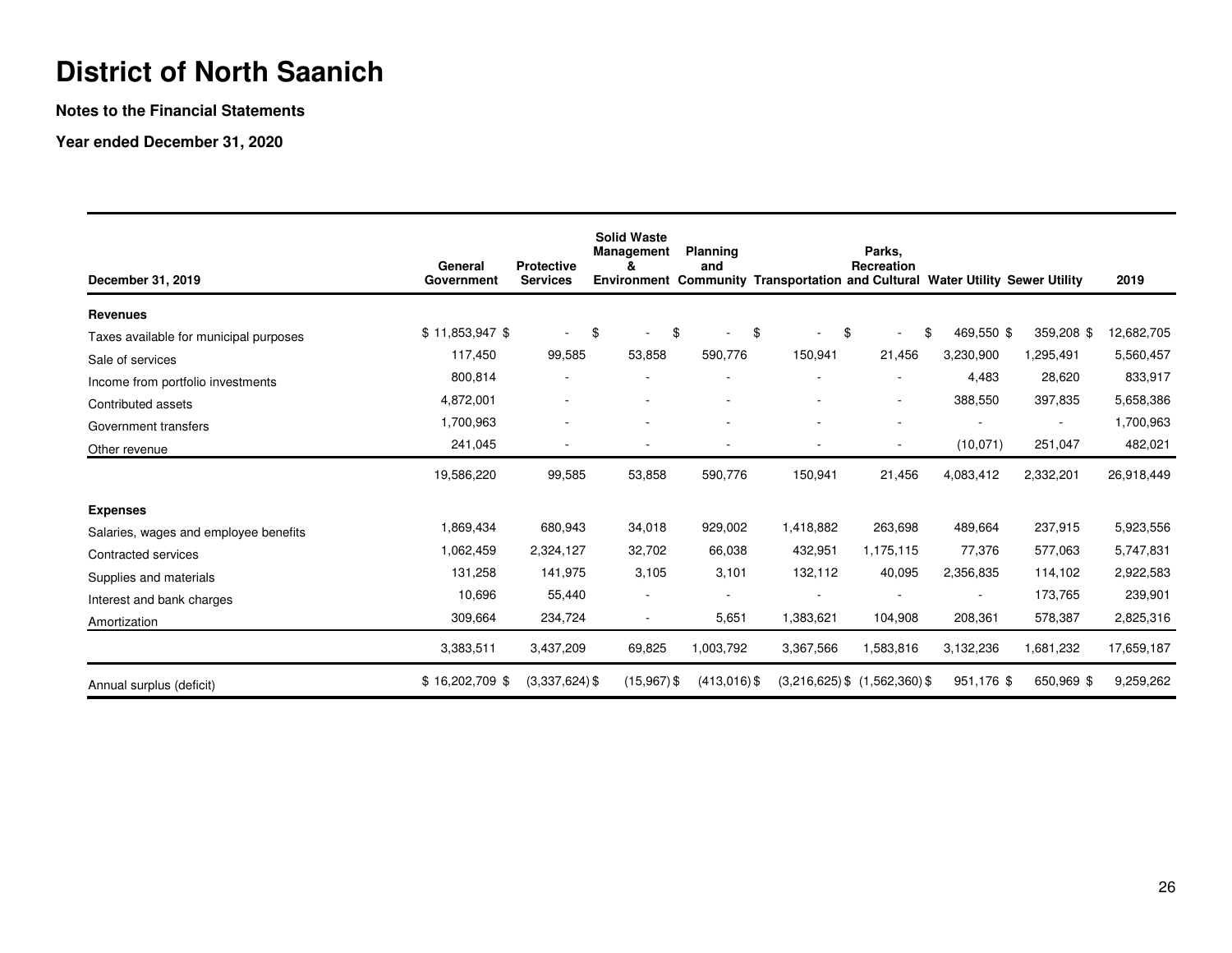# District of North Saanich

**Notes to the Financial Statements**

**Year ended December 31, 2020**

| December 31, 2019 | General Government | Protective Services | Solid Waste Management & Environment | Planning and Community | Transportation | Parks, Recreation and Cultural | Water Utility | Sewer Utility | 2019 |
|---|---|---|---|---|---|---|---|---|---|
| **Revenues** | | | | | | | | | |
| Taxes available for municipal purposes | $ 11,853,947 | $ - | $ - | $ - | $ - | $ - | $ 469,550 | $ 359,208 | $ 12,682,705 |
| Sale of services | 117,450 | 99,585 | 53,858 | 590,776 | 150,941 | 21,456 | 3,230,900 | 1,295,491 | 5,560,457 |
| Income from portfolio investments | 800,814 | - | - | - | - | - | 4,483 | 28,620 | 833,917 |
| Contributed assets | 4,872,001 | - | - | - | - | - | 388,550 | 397,835 | 5,658,386 |
| Government transfers | 1,700,963 | - | - | - | - | - | - | - | 1,700,963 |
| Other revenue | 241,045 | - | - | - | - | - | (10,071) | 251,047 | 482,021 |
| | 19,586,220 | 99,585 | 53,858 | 590,776 | 150,941 | 21,456 | 4,083,412 | 2,332,201 | 26,918,449 |
| **Expenses** | | | | | | | | | |
| Salaries, wages and employee benefits | 1,869,434 | 680,943 | 34,018 | 929,002 | 1,418,882 | 263,698 | 489,664 | 237,915 | 5,923,556 |
| Contracted services | 1,062,459 | 2,324,127 | 32,702 | 66,038 | 432,951 | 1,175,115 | 77,376 | 577,063 | 5,747,831 |
| Supplies and materials | 131,258 | 141,975 | 3,105 | 3,101 | 132,112 | 40,095 | 2,356,835 | 114,102 | 2,922,583 |
| Interest and bank charges | 10,696 | 55,440 | - | - | - | - | - | 173,765 | 239,901 |
| Amortization | 309,664 | 234,724 | - | 5,651 | 1,383,621 | 104,908 | 208,361 | 578,387 | 2,825,316 |
| | 3,383,511 | 3,437,209 | 69,825 | 1,003,792 | 3,367,566 | 1,583,816 | 3,132,236 | 1,681,232 | 17,659,187 |
| Annual surplus (deficit) | $ 16,202,709 | $ (3,337,624) | $ (15,967) | $ (413,016) | $ (3,216,625) | $ (1,562,360) | $ 951,176 | $ 650,969 | $ 9,259,262 |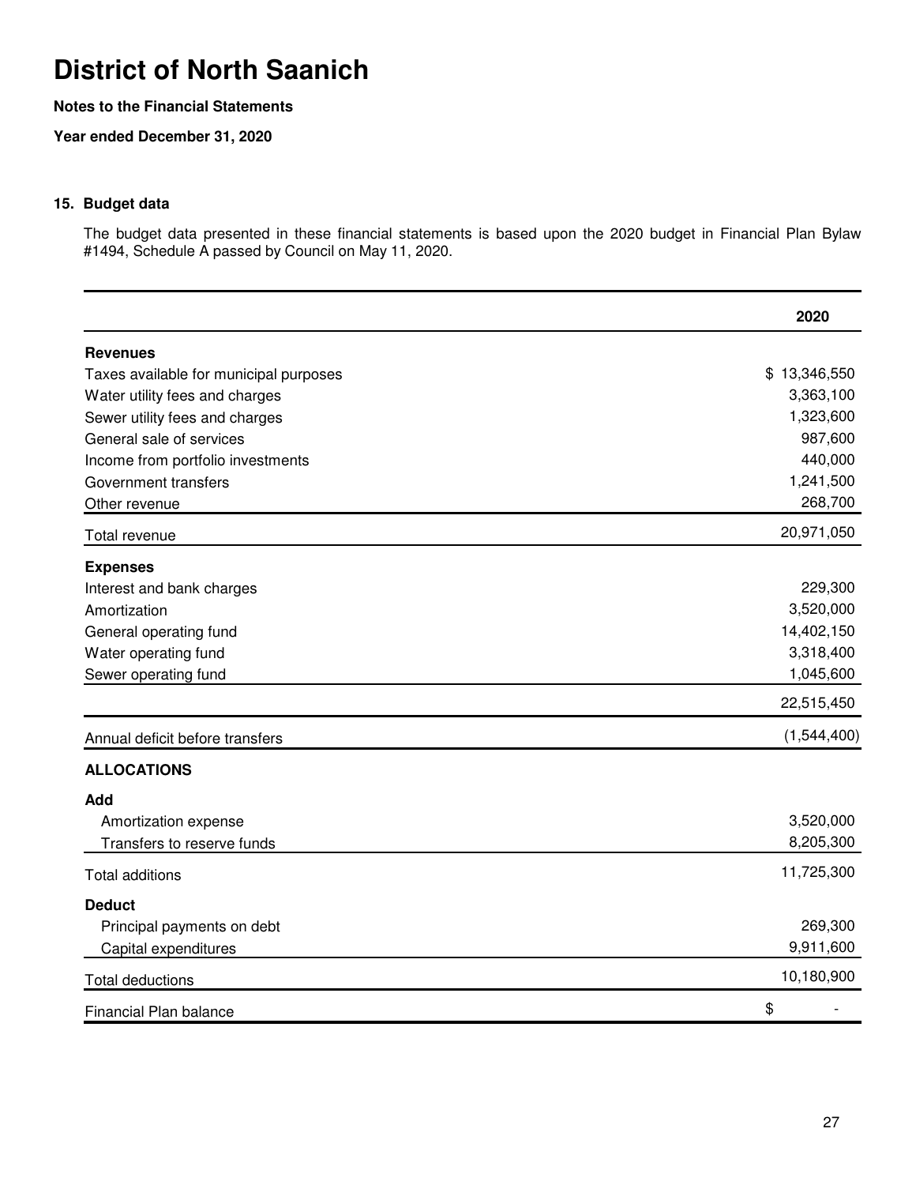# District of North Saanich

**Notes to the Financial Statements**

**Year ended December 31, 2020**

### 15. Budget data

The budget data presented in these financial statements is based upon the 2020 budget in Financial Plan Bylaw #1494, Schedule A passed by Council on May 11, 2020.

| | 2020 |
|---|---|
| **Revenues** | |
| Taxes available for municipal purposes | $ 13,346,550 |
| Water utility fees and charges | 3,363,100 |
| Sewer utility fees and charges | 1,323,600 |
| General sale of services | 987,600 |
| Income from portfolio investments | 440,000 |
| Government transfers | 1,241,500 |
| Other revenue | 268,700 |
| Total revenue | 20,971,050 |
| **Expenses** | |
| Interest and bank charges | 229,300 |
| Amortization | 3,520,000 |
| General operating fund | 14,402,150 |
| Water operating fund | 3,318,400 |
| Sewer operating fund | 1,045,600 |
| | 22,515,450 |
| Annual deficit before transfers | (1,544,400) |
| **ALLOCATIONS** | |
| **Add** | |
| Amortization expense | 3,520,000 |
| Transfers to reserve funds | 8,205,300 |
| Total additions | 11,725,300 |
| **Deduct** | |
| Principal payments on debt | 269,300 |
| Capital expenditures | 9,911,600 |
| Total deductions | 10,180,900 |
| Financial Plan balance | $ - |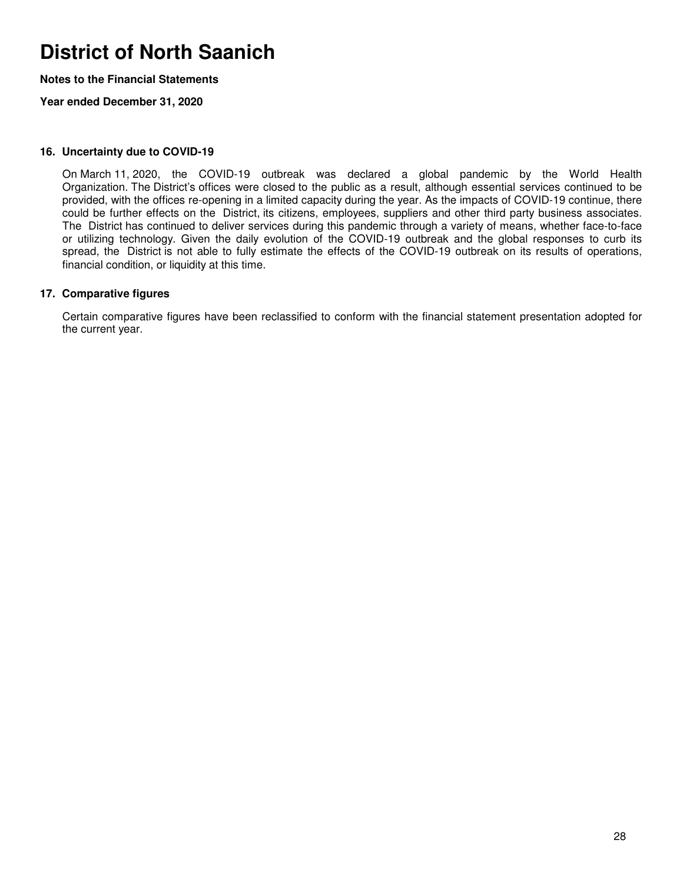# District of North Saanich

**Notes to the Financial Statements**

**Year ended December 31, 2020**

### 16. Uncertainty due to COVID-19

On March 11, 2020, the COVID-19 outbreak was declared a global pandemic by the World Health Organization. The District's offices were closed to the public as a result, although essential services continued to be provided, with the offices re-opening in a limited capacity during the year. As the impacts of COVID-19 continue, there could be further effects on the District, its citizens, employees, suppliers and other third party business associates. The District has continued to deliver services during this pandemic through a variety of means, whether face-to-face or utilizing technology. Given the daily evolution of the COVID-19 outbreak and the global responses to curb its spread, the District is not able to fully estimate the effects of the COVID-19 outbreak on its results of operations, financial condition, or liquidity at this time.

### 17. Comparative figures

Certain comparative figures have been reclassified to conform with the financial statement presentation adopted for the current year.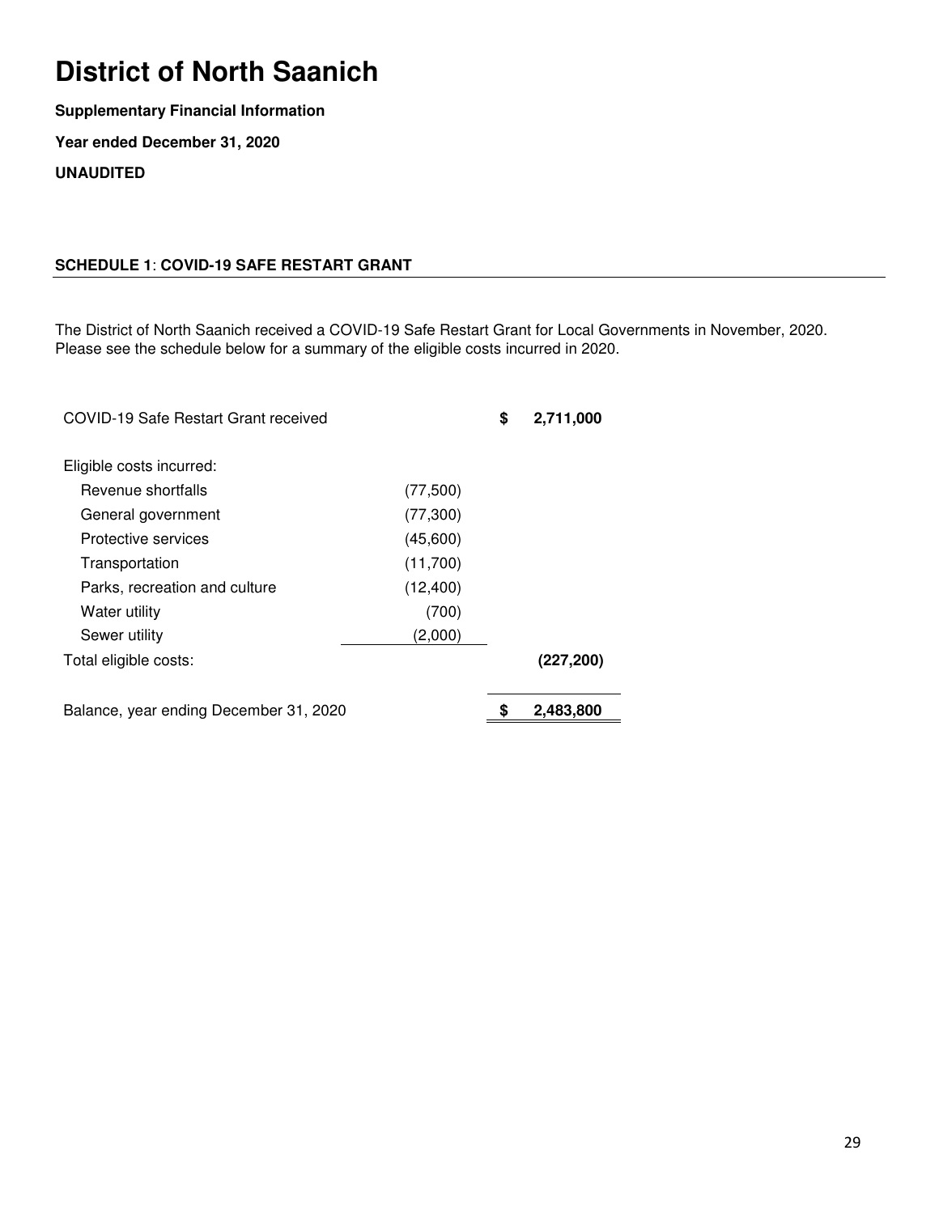# District of North Saanich

**Supplementary Financial Information**

**Year ended December 31, 2020**

**UNAUDITED**

**SCHEDULE 1**: **COVID-19 SAFE RESTART GRANT**

The District of North Saanich received a COVID-19 Safe Restart Grant for Local Governments in November, 2020. Please see the schedule below for a summary of the eligible costs incurred in 2020.

| | | |
|---|---|---|
| COVID-19 Safe Restart Grant received | | **$ 2,711,000** |
| Eligible costs incurred: | | |
| Revenue shortfalls | (77,500) | |
| General government | (77,300) | |
| Protective services | (45,600) | |
| Transportation | (11,700) | |
| Parks, recreation and culture | (12,400) | |
| Water utility | (700) | |
| Sewer utility | (2,000) | |
| Total eligible costs: | | **(227,200)** |
| Balance, year ending December 31, 2020 | | **$ 2,483,800** |